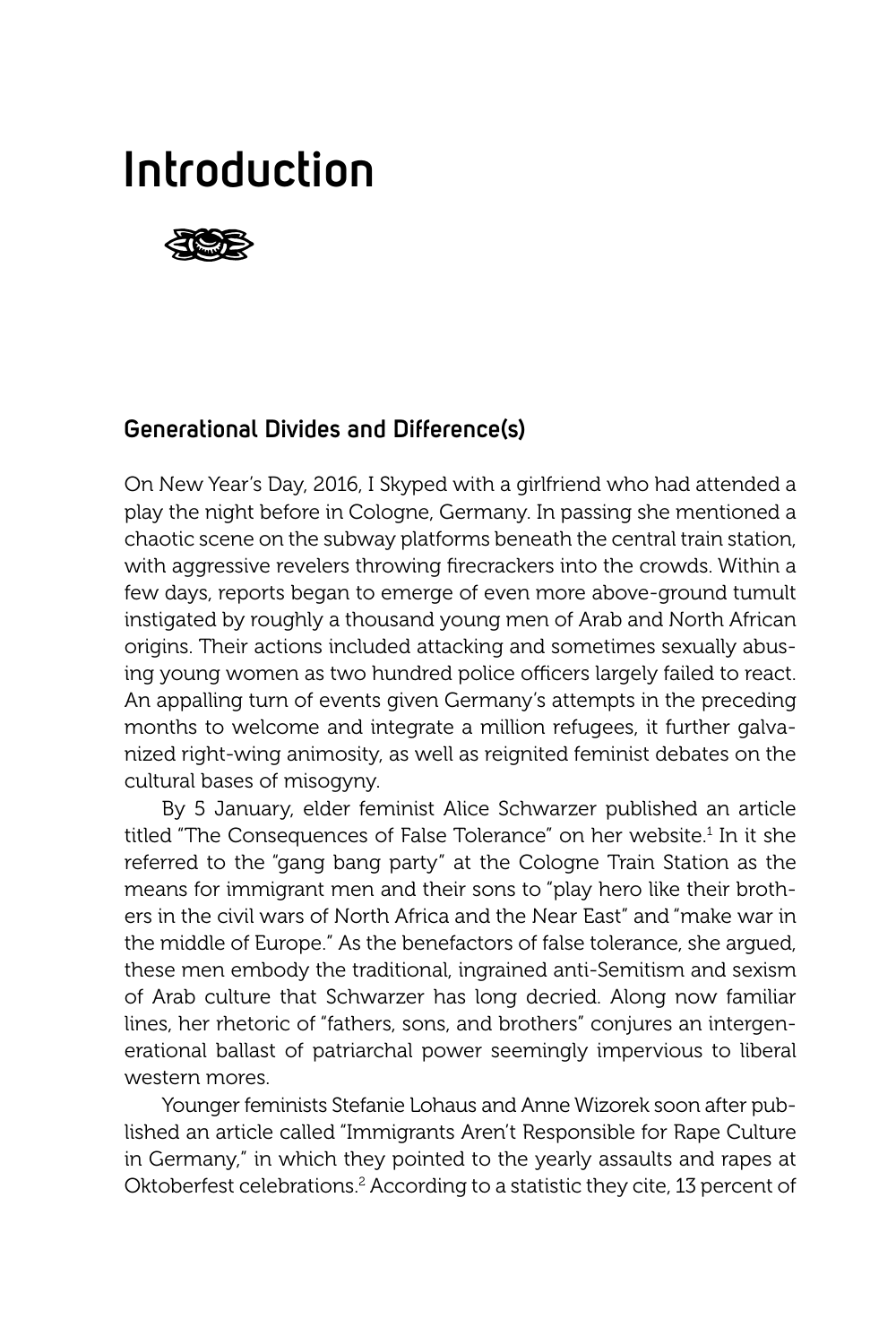# Introduction

## Generational Divides and Difference(s)

On New Year's Day, 2016, I Skyped with a girlfriend who had attended a play the night before in Cologne, Germany. In passing she mentioned a chaotic scene on the subway platforms beneath the central train station, with aggressive revelers throwing firecrackers into the crowds. Within a few days, reports began to emerge of even more above-ground tumult instigated by roughly a thousand young men of Arab and North African origins. Their actions included attacking and sometimes sexually abusing young women as two hundred police officers largely failed to react. An appalling turn of events given Germany's attempts in the preceding months to welcome and integrate a million refugees, it further galvanized right-wing animosity, as well as reignited feminist debates on the cultural bases of misogyny.

By 5 January, elder feminist Alice Schwarzer published an article titled "The Consequences of False Tolerance" on her website.[1] In it she referred to the "gang bang party" at the Cologne Train Station as the means for immigrant men and their sons to "play hero like their brothers in the civil wars of North Africa and the Near East" and "make war in the middle of Europe." As the benefactors of false tolerance, she argued, these men embody the traditional, ingrained anti-Semitism and sexism of Arab culture that Schwarzer has long decried. Along now familiar lines, her rhetoric of "fathers, sons, and brothers" conjures an intergenerational ballast of patriarchal power seemingly impervious to liberal western mores.

Younger feminists Stefanie Lohaus and Anne Wizorek soon after published an article called "Immigrants Aren't Responsible for Rape Culture in Germany," in which they pointed to the yearly assaults and rapes at Oktoberfest celebrations.[2] According to a statistic they cite, 13 percent of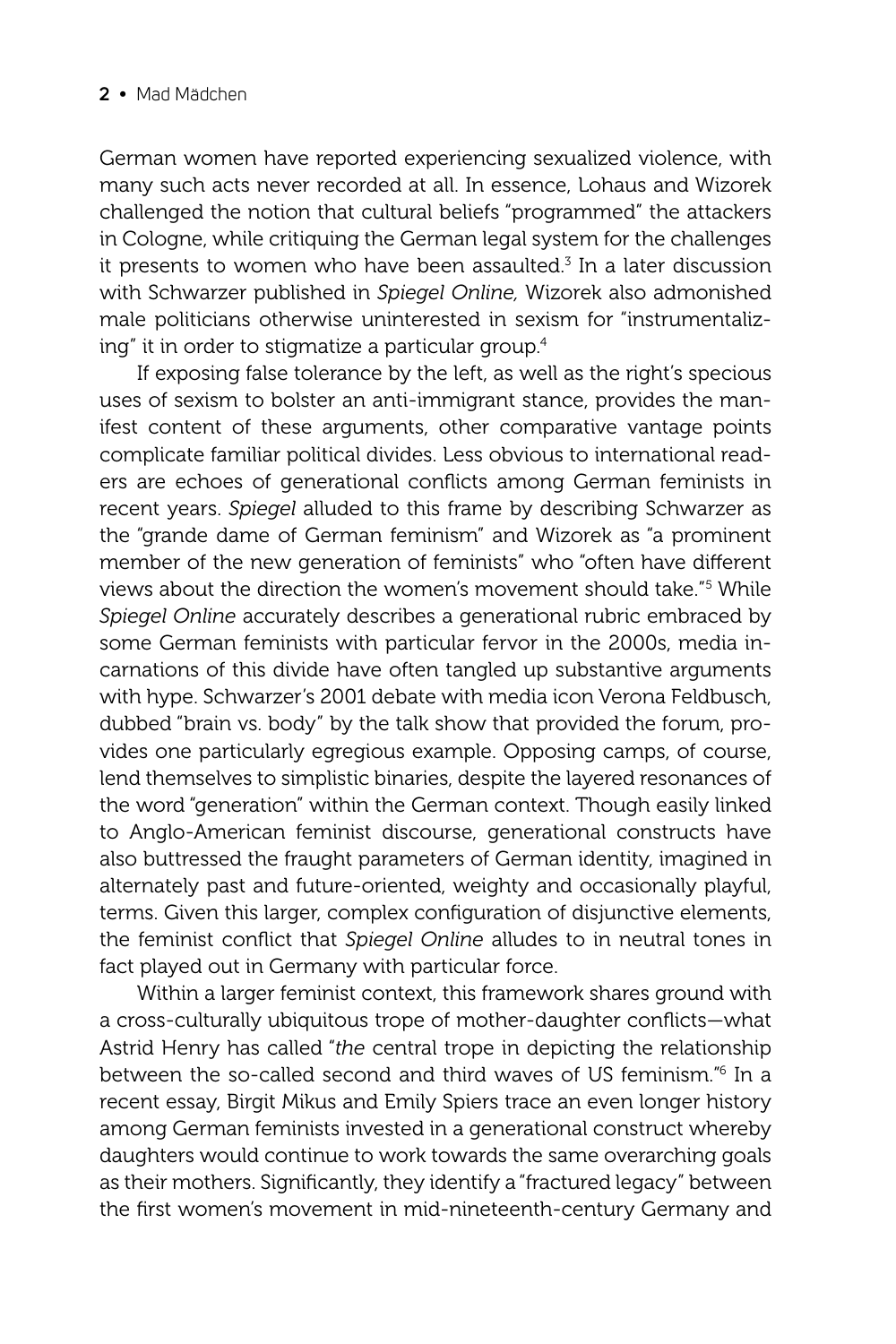German women have reported experiencing sexualized violence, with many such acts never recorded at all. In essence, Lohaus and Wizorek challenged the notion that cultural beliefs "programmed" the attackers in Cologne, while critiquing the German legal system for the challenges it presents to women who have been assaulted.[3] In a later discussion with Schwarzer published in *Spiegel Online,* Wizorek also admonished male politicians otherwise uninterested in sexism for "instrumentalizing" it in order to stigmatize a particular group.[4]

If exposing false tolerance by the left, as well as the right's specious uses of sexism to bolster an anti-immigrant stance, provides the manifest content of these arguments, other comparative vantage points complicate familiar political divides. Less obvious to international readers are echoes of generational conflicts among German feminists in recent years. *Spiegel* alluded to this frame by describing Schwarzer as the "grande dame of German feminism" and Wizorek as "a prominent member of the new generation of feminists" who "often have different views about the direction the women's movement should take."[5] While *Spiegel Online* accurately describes a generational rubric embraced by some German feminists with particular fervor in the 2000s, media incarnations of this divide have often tangled up substantive arguments with hype. Schwarzer's 2001 debate with media icon Verona Feldbusch, dubbed "brain vs. body" by the talk show that provided the forum, provides one particularly egregious example. Opposing camps, of course, lend themselves to simplistic binaries, despite the layered resonances of the word "generation" within the German context. Though easily linked to Anglo-American feminist discourse, generational constructs have also buttressed the fraught parameters of German identity, imagined in alternately past and future-oriented, weighty and occasionally playful, terms. Given this larger, complex configuration of disjunctive elements, the feminist conflict that *Spiegel Online* alludes to in neutral tones in fact played out in Germany with particular force.

Within a larger feminist context, this framework shares ground with a cross-culturally ubiquitous trope of mother-daughter conflicts—what Astrid Henry has called "*the* central trope in depicting the relationship between the so-called second and third waves of US feminism."[6] In a recent essay, Birgit Mikus and Emily Spiers trace an even longer history among German feminists invested in a generational construct whereby daughters would continue to work towards the same overarching goals as their mothers. Significantly, they identify a "fractured legacy" between the first women's movement in mid-nineteenth-century Germany and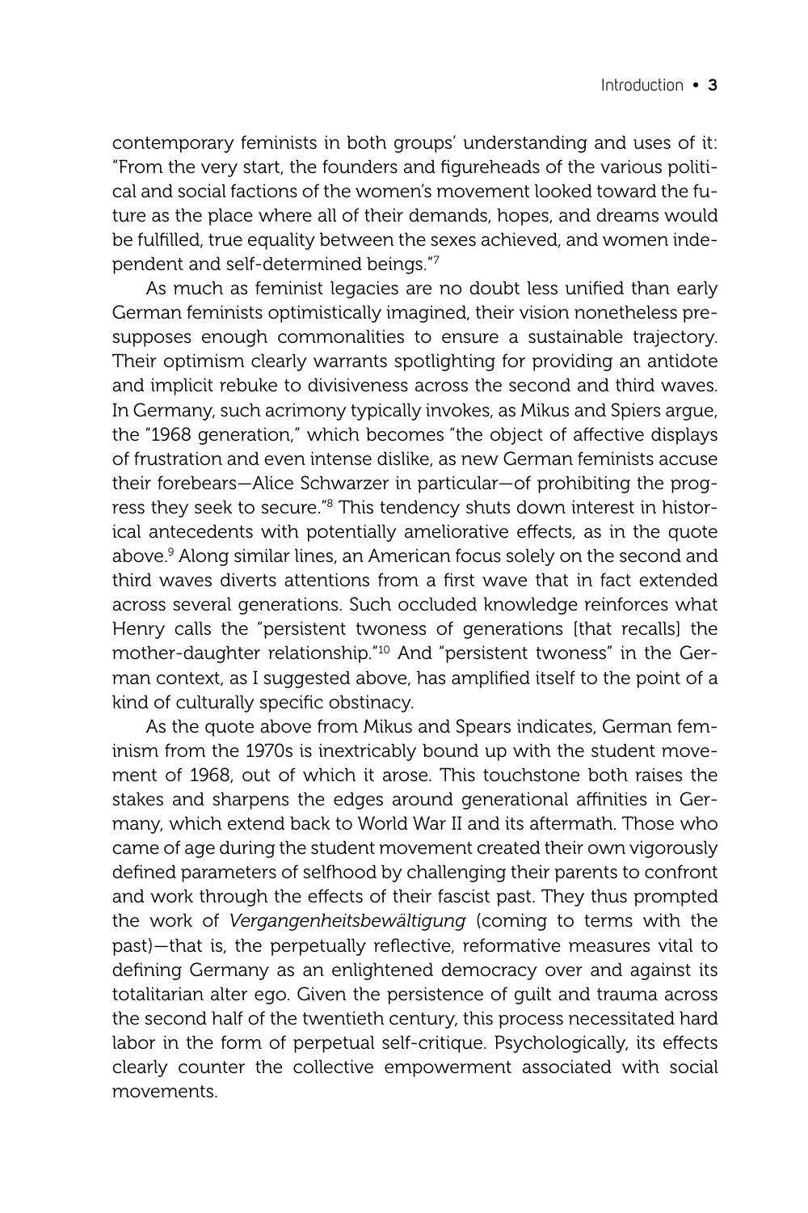contemporary feminists in both groups' understanding and uses of it: "From the very start, the founders and figureheads of the various political and social factions of the women's movement looked toward the future as the place where all of their demands, hopes, and dreams would be fulfilled, true equality between the sexes achieved, and women independent and self-determined beings."[7]

As much as feminist legacies are no doubt less unified than early German feminists optimistically imagined, their vision nonetheless presupposes enough commonalities to ensure a sustainable trajectory. Their optimism clearly warrants spotlighting for providing an antidote and implicit rebuke to divisiveness across the second and third waves. In Germany, such acrimony typically invokes, as Mikus and Spiers argue, the "1968 generation," which becomes "the object of affective displays of frustration and even intense dislike, as new German feminists accuse their forebears—Alice Schwarzer in particular—of prohibiting the progress they seek to secure."[8] This tendency shuts down interest in historical antecedents with potentially ameliorative effects, as in the quote above.[9] Along similar lines, an American focus solely on the second and third waves diverts attentions from a first wave that in fact extended across several generations. Such occluded knowledge reinforces what Henry calls the "persistent twoness of generations [that recalls] the mother-daughter relationship."[10] And "persistent twoness" in the German context, as I suggested above, has amplified itself to the point of a kind of culturally specific obstinacy.

As the quote above from Mikus and Spears indicates, German feminism from the 1970s is inextricably bound up with the student movement of 1968, out of which it arose. This touchstone both raises the stakes and sharpens the edges around generational affinities in Germany, which extend back to World War II and its aftermath. Those who came of age during the student movement created their own vigorously defined parameters of selfhood by challenging their parents to confront and work through the effects of their fascist past. They thus prompted the work of *Vergangenheitsbewältigung* (coming to terms with the past)—that is, the perpetually reflective, reformative measures vital to defining Germany as an enlightened democracy over and against its totalitarian alter ego. Given the persistence of guilt and trauma across the second half of the twentieth century, this process necessitated hard labor in the form of perpetual self-critique. Psychologically, its effects clearly counter the collective empowerment associated with social movements.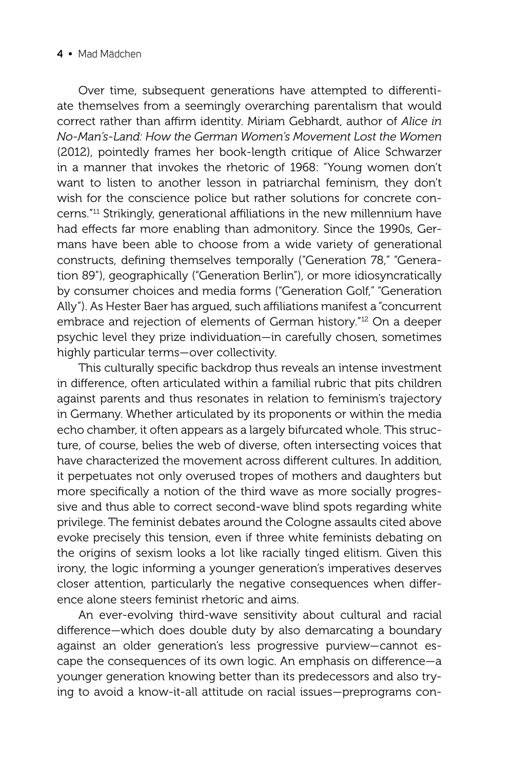Over time, subsequent generations have attempted to differentiate themselves from a seemingly overarching parentalism that would correct rather than affirm identity. Miriam Gebhardt, author of *Alice in No-Man's-Land: How the German Women's Movement Lost the Women* (2012), pointedly frames her book-length critique of Alice Schwarzer in a manner that invokes the rhetoric of 1968: "Young women don't want to listen to another lesson in patriarchal feminism, they don't wish for the conscience police but rather solutions for concrete concerns."[11] Strikingly, generational affiliations in the new millennium have had effects far more enabling than admonitory. Since the 1990s, Germans have been able to choose from a wide variety of generational constructs, defining themselves temporally ("Generation 78," "Generation 89"), geographically ("Generation Berlin"), or more idiosyncratically by consumer choices and media forms ("Generation Golf," "Generation Ally"). As Hester Baer has argued, such affiliations manifest a "concurrent embrace and rejection of elements of German history."[12] On a deeper psychic level they prize individuation—in carefully chosen, sometimes highly particular terms—over collectivity.

This culturally specific backdrop thus reveals an intense investment in difference, often articulated within a familial rubric that pits children against parents and thus resonates in relation to feminism's trajectory in Germany. Whether articulated by its proponents or within the media echo chamber, it often appears as a largely bifurcated whole. This structure, of course, belies the web of diverse, often intersecting voices that have characterized the movement across different cultures. In addition, it perpetuates not only overused tropes of mothers and daughters but more specifically a notion of the third wave as more socially progressive and thus able to correct second-wave blind spots regarding white privilege. The feminist debates around the Cologne assaults cited above evoke precisely this tension, even if three white feminists debating on the origins of sexism looks a lot like racially tinged elitism. Given this irony, the logic informing a younger generation's imperatives deserves closer attention, particularly the negative consequences when difference alone steers feminist rhetoric and aims.

An ever-evolving third-wave sensitivity about cultural and racial difference—which does double duty by also demarcating a boundary against an older generation's less progressive purview—cannot escape the consequences of its own logic. An emphasis on difference—a younger generation knowing better than its predecessors and also trying to avoid a know-it-all attitude on racial issues—preprograms con-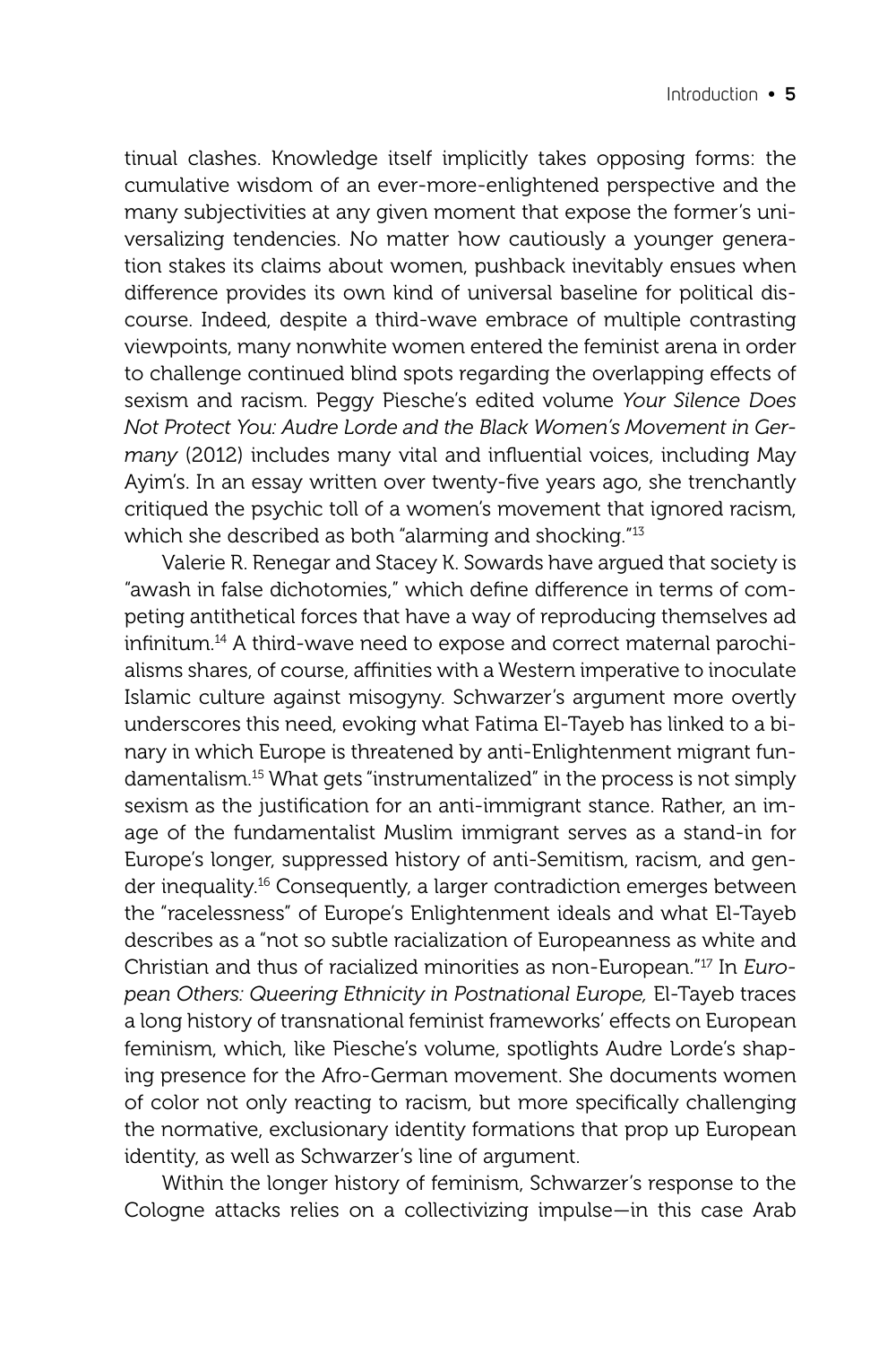tinual clashes. Knowledge itself implicitly takes opposing forms: the cumulative wisdom of an ever-more-enlightened perspective and the many subjectivities at any given moment that expose the former's universalizing tendencies. No matter how cautiously a younger generation stakes its claims about women, pushback inevitably ensues when difference provides its own kind of universal baseline for political discourse. Indeed, despite a third-wave embrace of multiple contrasting viewpoints, many nonwhite women entered the feminist arena in order to challenge continued blind spots regarding the overlapping effects of sexism and racism. Peggy Piesche's edited volume *Your Silence Does Not Protect You: Audre Lorde and the Black Women's Movement in Germany* (2012) includes many vital and influential voices, including May Ayim's. In an essay written over twenty-five years ago, she trenchantly critiqued the psychic toll of a women's movement that ignored racism, which she described as both "alarming and shocking."[13]

Valerie R. Renegar and Stacey K. Sowards have argued that society is "awash in false dichotomies," which define difference in terms of competing antithetical forces that have a way of reproducing themselves ad infinitum.[14] A third-wave need to expose and correct maternal parochialisms shares, of course, affinities with a Western imperative to inoculate Islamic culture against misogyny. Schwarzer's argument more overtly underscores this need, evoking what Fatima El-Tayeb has linked to a binary in which Europe is threatened by anti-Enlightenment migrant fundamentalism.[15] What gets "instrumentalized" in the process is not simply sexism as the justification for an anti-immigrant stance. Rather, an image of the fundamentalist Muslim immigrant serves as a stand-in for Europe's longer, suppressed history of anti-Semitism, racism, and gender inequality.[16] Consequently, a larger contradiction emerges between the "racelessness" of Europe's Enlightenment ideals and what El-Tayeb describes as a "not so subtle racialization of Europeanness as white and Christian and thus of racialized minorities as non-European."[17] In *European Others: Queering Ethnicity in Postnational Europe,* El-Tayeb traces a long history of transnational feminist frameworks' effects on European feminism, which, like Piesche's volume, spotlights Audre Lorde's shaping presence for the Afro-German movement. She documents women of color not only reacting to racism, but more specifically challenging the normative, exclusionary identity formations that prop up European identity, as well as Schwarzer's line of argument.

Within the longer history of feminism, Schwarzer's response to the Cologne attacks relies on a collectivizing impulse—in this case Arab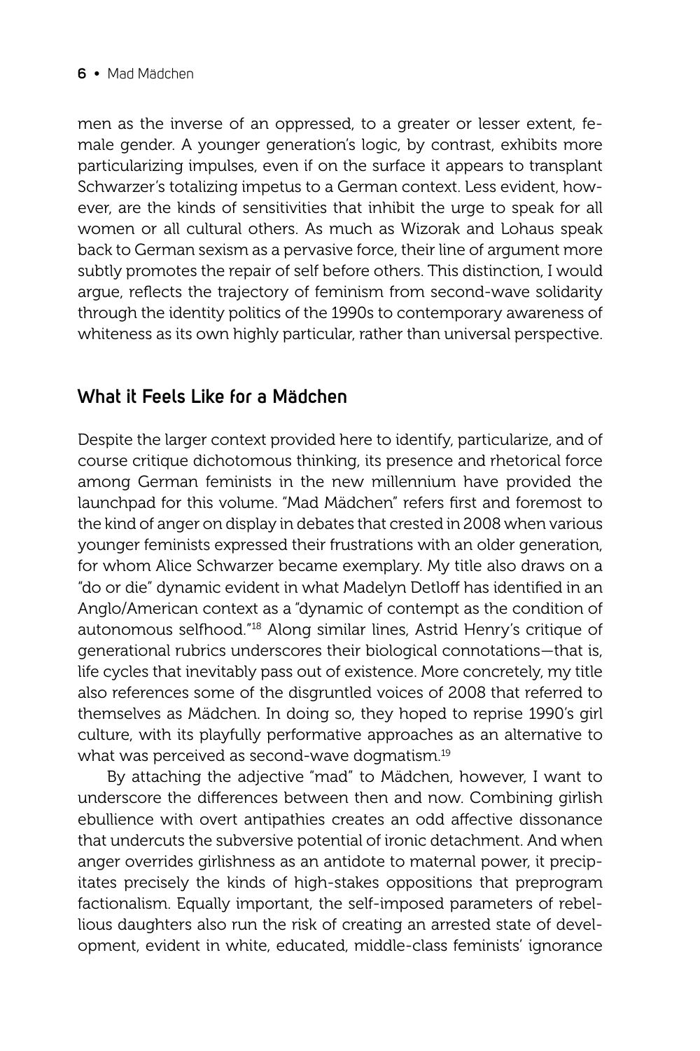men as the inverse of an oppressed, to a greater or lesser extent, female gender. A younger generation's logic, by contrast, exhibits more particularizing impulses, even if on the surface it appears to transplant Schwarzer's totalizing impetus to a German context. Less evident, however, are the kinds of sensitivities that inhibit the urge to speak for all women or all cultural others. As much as Wizorak and Lohaus speak back to German sexism as a pervasive force, their line of argument more subtly promotes the repair of self before others. This distinction, I would argue, reflects the trajectory of feminism from second-wave solidarity through the identity politics of the 1990s to contemporary awareness of whiteness as its own highly particular, rather than universal perspective.

## What it Feels Like for a Mädchen

Despite the larger context provided here to identify, particularize, and of course critique dichotomous thinking, its presence and rhetorical force among German feminists in the new millennium have provided the launchpad for this volume. "Mad Mädchen" refers first and foremost to the kind of anger on display in debates that crested in 2008 when various younger feminists expressed their frustrations with an older generation, for whom Alice Schwarzer became exemplary. My title also draws on a "do or die" dynamic evident in what Madelyn Detloff has identified in an Anglo/American context as a "dynamic of contempt as the condition of autonomous selfhood."[18] Along similar lines, Astrid Henry's critique of generational rubrics underscores their biological connotations—that is, life cycles that inevitably pass out of existence. More concretely, my title also references some of the disgruntled voices of 2008 that referred to themselves as Mädchen. In doing so, they hoped to reprise 1990's girl culture, with its playfully performative approaches as an alternative to what was perceived as second-wave dogmatism.[19]

By attaching the adjective "mad" to Mädchen, however, I want to underscore the differences between then and now. Combining girlish ebullience with overt antipathies creates an odd affective dissonance that undercuts the subversive potential of ironic detachment. And when anger overrides girlishness as an antidote to maternal power, it precipitates precisely the kinds of high-stakes oppositions that preprogram factionalism. Equally important, the self-imposed parameters of rebellious daughters also run the risk of creating an arrested state of development, evident in white, educated, middle-class feminists' ignorance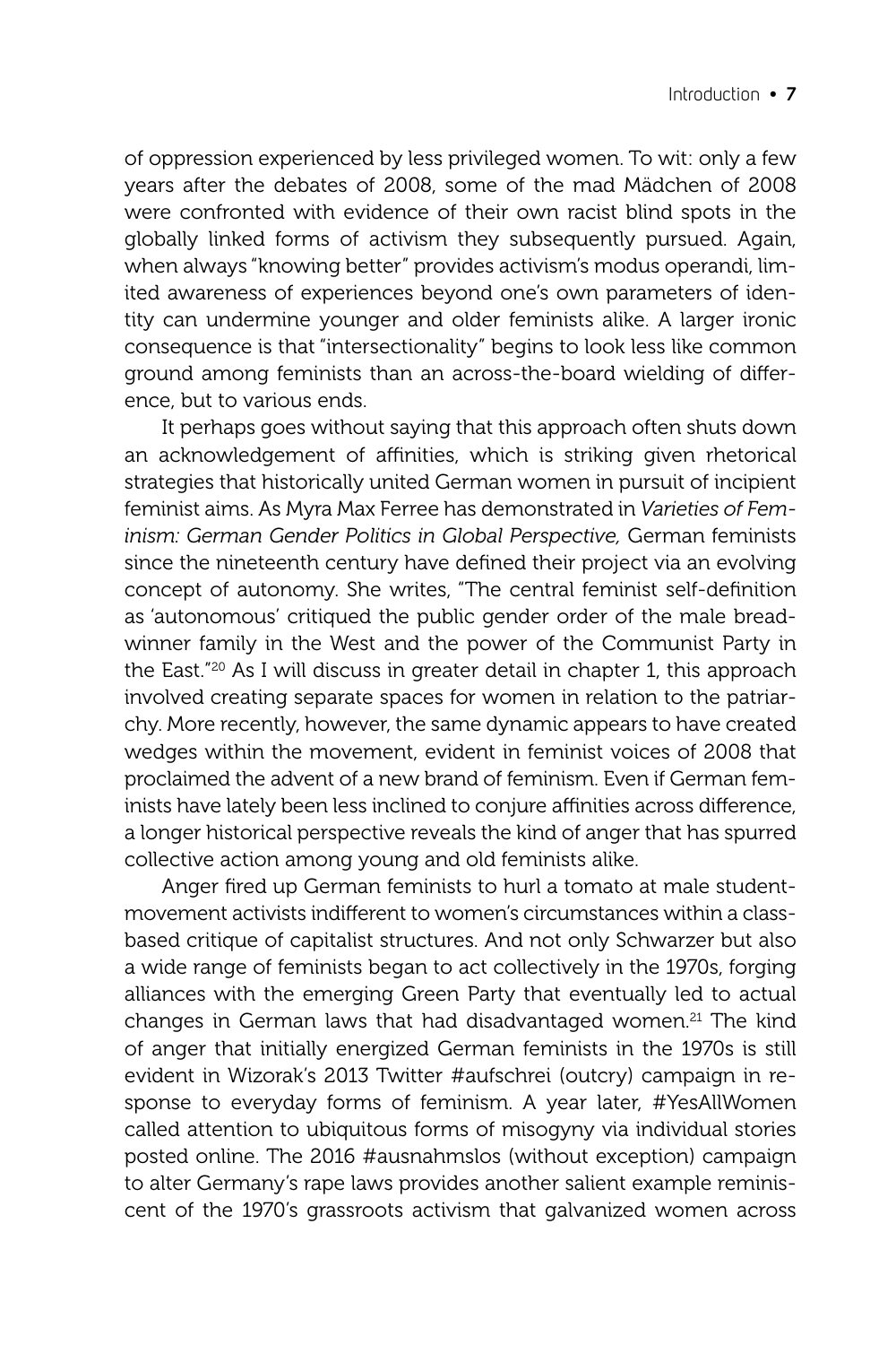of oppression experienced by less privileged women. To wit: only a few years after the debates of 2008, some of the mad Mädchen of 2008 were confronted with evidence of their own racist blind spots in the globally linked forms of activism they subsequently pursued. Again, when always "knowing better" provides activism's modus operandi, limited awareness of experiences beyond one's own parameters of identity can undermine younger and older feminists alike. A larger ironic consequence is that "intersectionality" begins to look less like common ground among feminists than an across-the-board wielding of difference, but to various ends.

It perhaps goes without saying that this approach often shuts down an acknowledgement of affinities, which is striking given rhetorical strategies that historically united German women in pursuit of incipient feminist aims. As Myra Max Ferree has demonstrated in *Varieties of Feminism: German Gender Politics in Global Perspective,* German feminists since the nineteenth century have defined their project via an evolving concept of autonomy. She writes, "The central feminist self-definition as 'autonomous' critiqued the public gender order of the male breadwinner family in the West and the power of the Communist Party in the East."[20] As I will discuss in greater detail in chapter 1, this approach involved creating separate spaces for women in relation to the patriarchy. More recently, however, the same dynamic appears to have created wedges within the movement, evident in feminist voices of 2008 that proclaimed the advent of a new brand of feminism. Even if German feminists have lately been less inclined to conjure affinities across difference, a longer historical perspective reveals the kind of anger that has spurred collective action among young and old feminists alike.

Anger fired up German feminists to hurl a tomato at male student-movement activists indifferent to women's circumstances within a class-based critique of capitalist structures. And not only Schwarzer but also a wide range of feminists began to act collectively in the 1970s, forging alliances with the emerging Green Party that eventually led to actual changes in German laws that had disadvantaged women.[21] The kind of anger that initially energized German feminists in the 1970s is still evident in Wizorak's 2013 Twitter #aufschrei (outcry) campaign in response to everyday forms of feminism. A year later, #YesAllWomen called attention to ubiquitous forms of misogyny via individual stories posted online. The 2016 #ausnahmslos (without exception) campaign to alter Germany's rape laws provides another salient example reminiscent of the 1970's grassroots activism that galvanized women across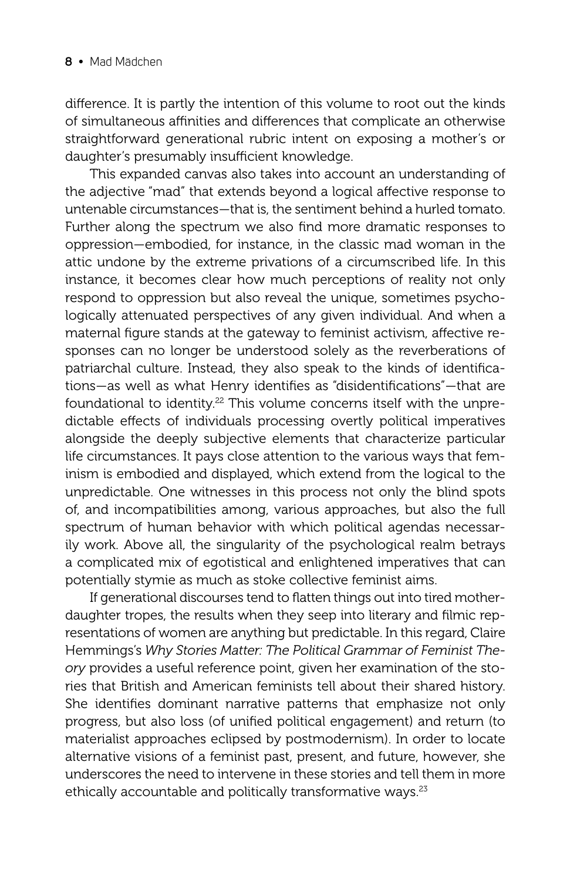difference. It is partly the intention of this volume to root out the kinds of simultaneous affinities and differences that complicate an otherwise straightforward generational rubric intent on exposing a mother's or daughter's presumably insufficient knowledge.

This expanded canvas also takes into account an understanding of the adjective "mad" that extends beyond a logical affective response to untenable circumstances—that is, the sentiment behind a hurled tomato. Further along the spectrum we also find more dramatic responses to oppression—embodied, for instance, in the classic mad woman in the attic undone by the extreme privations of a circumscribed life. In this instance, it becomes clear how much perceptions of reality not only respond to oppression but also reveal the unique, sometimes psychologically attenuated perspectives of any given individual. And when a maternal figure stands at the gateway to feminist activism, affective responses can no longer be understood solely as the reverberations of patriarchal culture. Instead, they also speak to the kinds of identifications—as well as what Henry identifies as "disidentifications"—that are foundational to identity.[22] This volume concerns itself with the unpredictable effects of individuals processing overtly political imperatives alongside the deeply subjective elements that characterize particular life circumstances. It pays close attention to the various ways that feminism is embodied and displayed, which extend from the logical to the unpredictable. One witnesses in this process not only the blind spots of, and incompatibilities among, various approaches, but also the full spectrum of human behavior with which political agendas necessarily work. Above all, the singularity of the psychological realm betrays a complicated mix of egotistical and enlightened imperatives that can potentially stymie as much as stoke collective feminist aims.

If generational discourses tend to flatten things out into tired mother-daughter tropes, the results when they seep into literary and filmic representations of women are anything but predictable. In this regard, Claire Hemmings's *Why Stories Matter: The Political Grammar of Feminist Theory* provides a useful reference point, given her examination of the stories that British and American feminists tell about their shared history. She identifies dominant narrative patterns that emphasize not only progress, but also loss (of unified political engagement) and return (to materialist approaches eclipsed by postmodernism). In order to locate alternative visions of a feminist past, present, and future, however, she underscores the need to intervene in these stories and tell them in more ethically accountable and politically transformative ways.[23]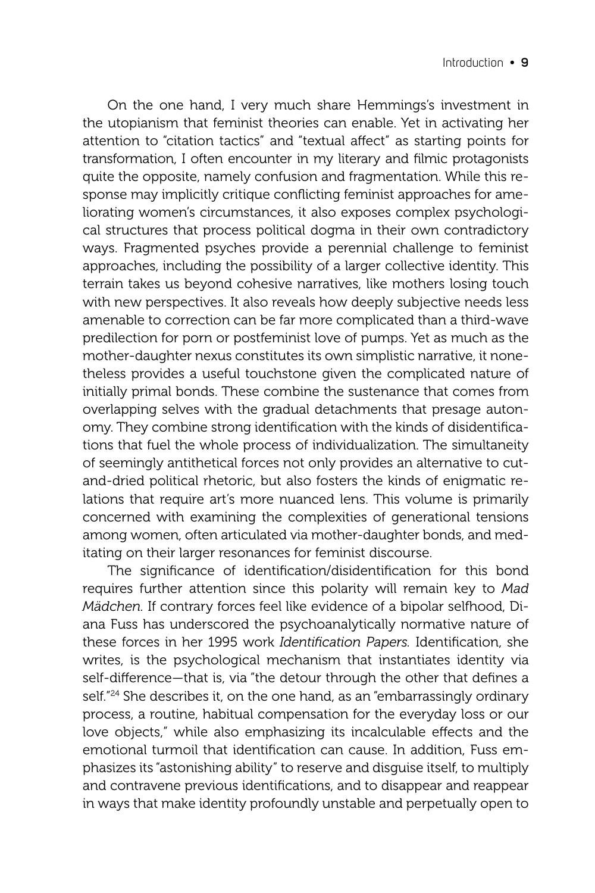On the one hand, I very much share Hemmings's investment in the utopianism that feminist theories can enable. Yet in activating her attention to "citation tactics" and "textual affect" as starting points for transformation, I often encounter in my literary and filmic protagonists quite the opposite, namely confusion and fragmentation. While this response may implicitly critique conflicting feminist approaches for ameliorating women's circumstances, it also exposes complex psychological structures that process political dogma in their own contradictory ways. Fragmented psyches provide a perennial challenge to feminist approaches, including the possibility of a larger collective identity. This terrain takes us beyond cohesive narratives, like mothers losing touch with new perspectives. It also reveals how deeply subjective needs less amenable to correction can be far more complicated than a third-wave predilection for porn or postfeminist love of pumps. Yet as much as the mother-daughter nexus constitutes its own simplistic narrative, it nonetheless provides a useful touchstone given the complicated nature of initially primal bonds. These combine the sustenance that comes from overlapping selves with the gradual detachments that presage autonomy. They combine strong identification with the kinds of disidentifications that fuel the whole process of individualization. The simultaneity of seemingly antithetical forces not only provides an alternative to cut-and-dried political rhetoric, but also fosters the kinds of enigmatic relations that require art's more nuanced lens. This volume is primarily concerned with examining the complexities of generational tensions among women, often articulated via mother-daughter bonds, and meditating on their larger resonances for feminist discourse.

The significance of identification/disidentification for this bond requires further attention since this polarity will remain key to *Mad Mädchen.* If contrary forces feel like evidence of a bipolar selfhood, Diana Fuss has underscored the psychoanalytically normative nature of these forces in her 1995 work *Identification Papers.* Identification, she writes, is the psychological mechanism that instantiates identity via self-difference—that is, via "the detour through the other that defines a self."[24] She describes it, on the one hand, as an "embarrassingly ordinary process, a routine, habitual compensation for the everyday loss or our love objects," while also emphasizing its incalculable effects and the emotional turmoil that identification can cause. In addition, Fuss emphasizes its "astonishing ability" to reserve and disguise itself, to multiply and contravene previous identifications, and to disappear and reappear in ways that make identity profoundly unstable and perpetually open to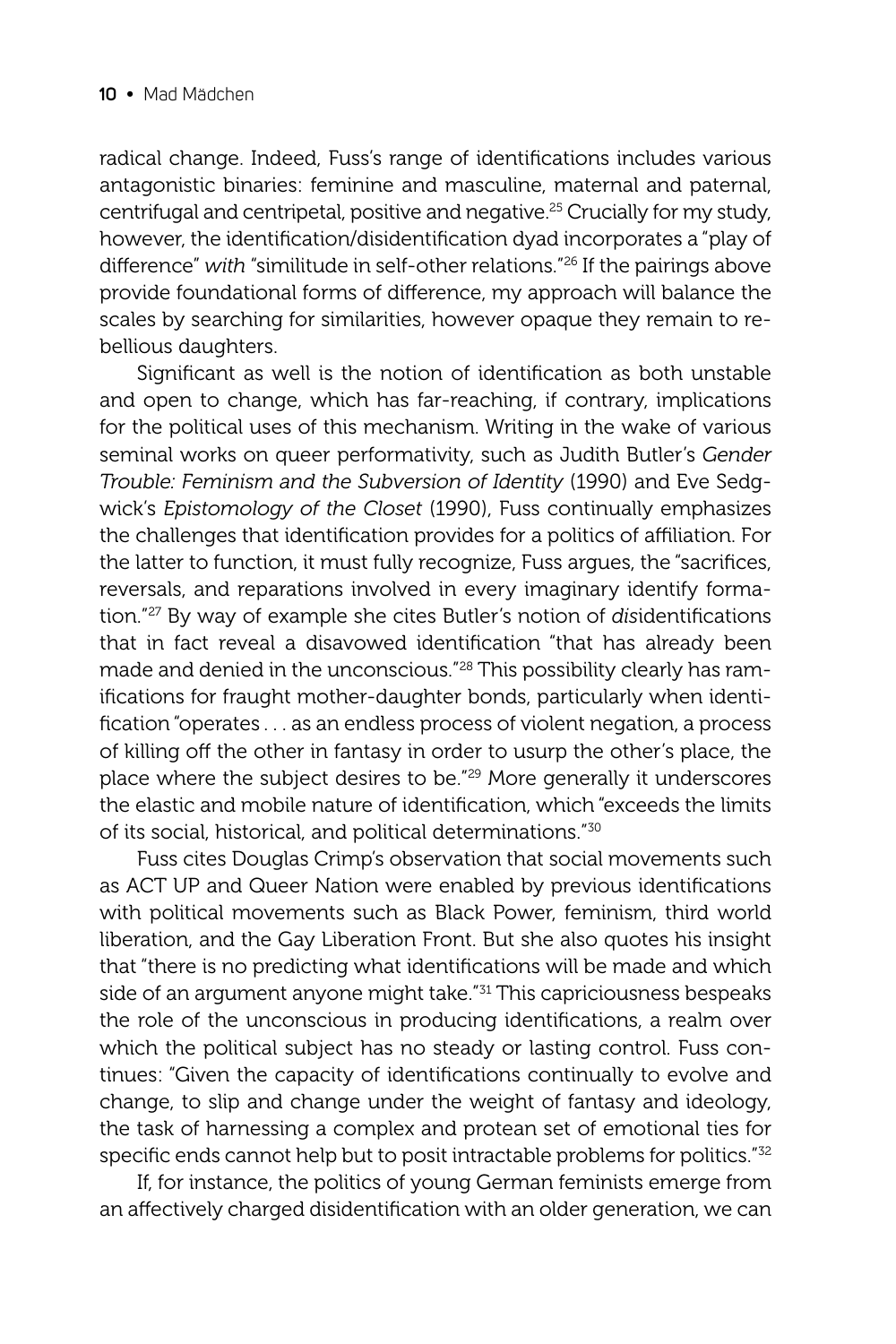radical change. Indeed, Fuss's range of identifications includes various antagonistic binaries: feminine and masculine, maternal and paternal, centrifugal and centripetal, positive and negative.[25] Crucially for my study, however, the identification/disidentification dyad incorporates a "play of difference" *with* "similitude in self-other relations."[26] If the pairings above provide foundational forms of difference, my approach will balance the scales by searching for similarities, however opaque they remain to rebellious daughters.

Significant as well is the notion of identification as both unstable and open to change, which has far-reaching, if contrary, implications for the political uses of this mechanism. Writing in the wake of various seminal works on queer performativity, such as Judith Butler's *Gender Trouble: Feminism and the Subversion of Identity* (1990) and Eve Sedgwick's *Epistomology of the Closet* (1990), Fuss continually emphasizes the challenges that identification provides for a politics of affiliation. For the latter to function, it must fully recognize, Fuss argues, the "sacrifices, reversals, and reparations involved in every imaginary identify formation."[27] By way of example she cites Butler's notion of *dis*identifications that in fact reveal a disavowed identification "that has already been made and denied in the unconscious."[28] This possibility clearly has ramifications for fraught mother-daughter bonds, particularly when identification "operates . . . as an endless process of violent negation, a process of killing off the other in fantasy in order to usurp the other's place, the place where the subject desires to be."[29] More generally it underscores the elastic and mobile nature of identification, which "exceeds the limits of its social, historical, and political determinations."[30]

Fuss cites Douglas Crimp's observation that social movements such as ACT UP and Queer Nation were enabled by previous identifications with political movements such as Black Power, feminism, third world liberation, and the Gay Liberation Front. But she also quotes his insight that "there is no predicting what identifications will be made and which side of an argument anyone might take."[31] This capriciousness bespeaks the role of the unconscious in producing identifications, a realm over which the political subject has no steady or lasting control. Fuss continues: "Given the capacity of identifications continually to evolve and change, to slip and change under the weight of fantasy and ideology, the task of harnessing a complex and protean set of emotional ties for specific ends cannot help but to posit intractable problems for politics."[32]

If, for instance, the politics of young German feminists emerge from an affectively charged disidentification with an older generation, we can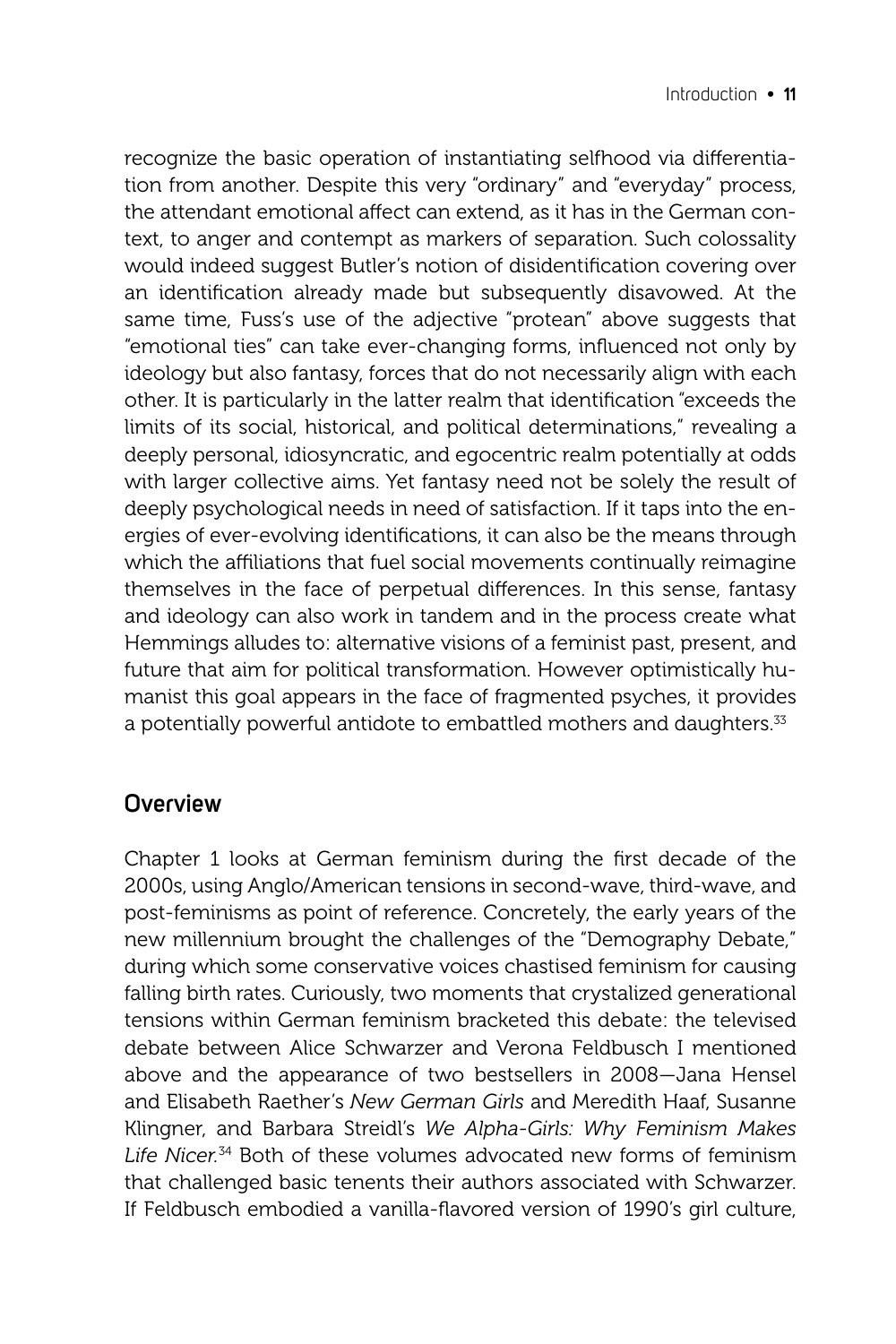recognize the basic operation of instantiating selfhood via differentiation from another. Despite this very "ordinary" and "everyday" process, the attendant emotional affect can extend, as it has in the German context, to anger and contempt as markers of separation. Such colossality would indeed suggest Butler's notion of disidentification covering over an identification already made but subsequently disavowed. At the same time, Fuss's use of the adjective "protean" above suggests that "emotional ties" can take ever-changing forms, influenced not only by ideology but also fantasy, forces that do not necessarily align with each other. It is particularly in the latter realm that identification "exceeds the limits of its social, historical, and political determinations," revealing a deeply personal, idiosyncratic, and egocentric realm potentially at odds with larger collective aims. Yet fantasy need not be solely the result of deeply psychological needs in need of satisfaction. If it taps into the energies of ever-evolving identifications, it can also be the means through which the affiliations that fuel social movements continually reimagine themselves in the face of perpetual differences. In this sense, fantasy and ideology can also work in tandem and in the process create what Hemmings alludes to: alternative visions of a feminist past, present, and future that aim for political transformation. However optimistically humanist this goal appears in the face of fragmented psyches, it provides a potentially powerful antidote to embattled mothers and daughters.[33]

## Overview

Chapter 1 looks at German feminism during the first decade of the 2000s, using Anglo/American tensions in second-wave, third-wave, and post-feminisms as point of reference. Concretely, the early years of the new millennium brought the challenges of the "Demography Debate," during which some conservative voices chastised feminism for causing falling birth rates. Curiously, two moments that crystalized generational tensions within German feminism bracketed this debate: the televised debate between Alice Schwarzer and Verona Feldbusch I mentioned above and the appearance of two bestsellers in 2008—Jana Hensel and Elisabeth Raether's *New German Girls* and Meredith Haaf, Susanne Klingner, and Barbara Streidl's *We Alpha-Girls: Why Feminism Makes Life Nicer.*[34] Both of these volumes advocated new forms of feminism that challenged basic tenents their authors associated with Schwarzer. If Feldbusch embodied a vanilla-flavored version of 1990's girl culture,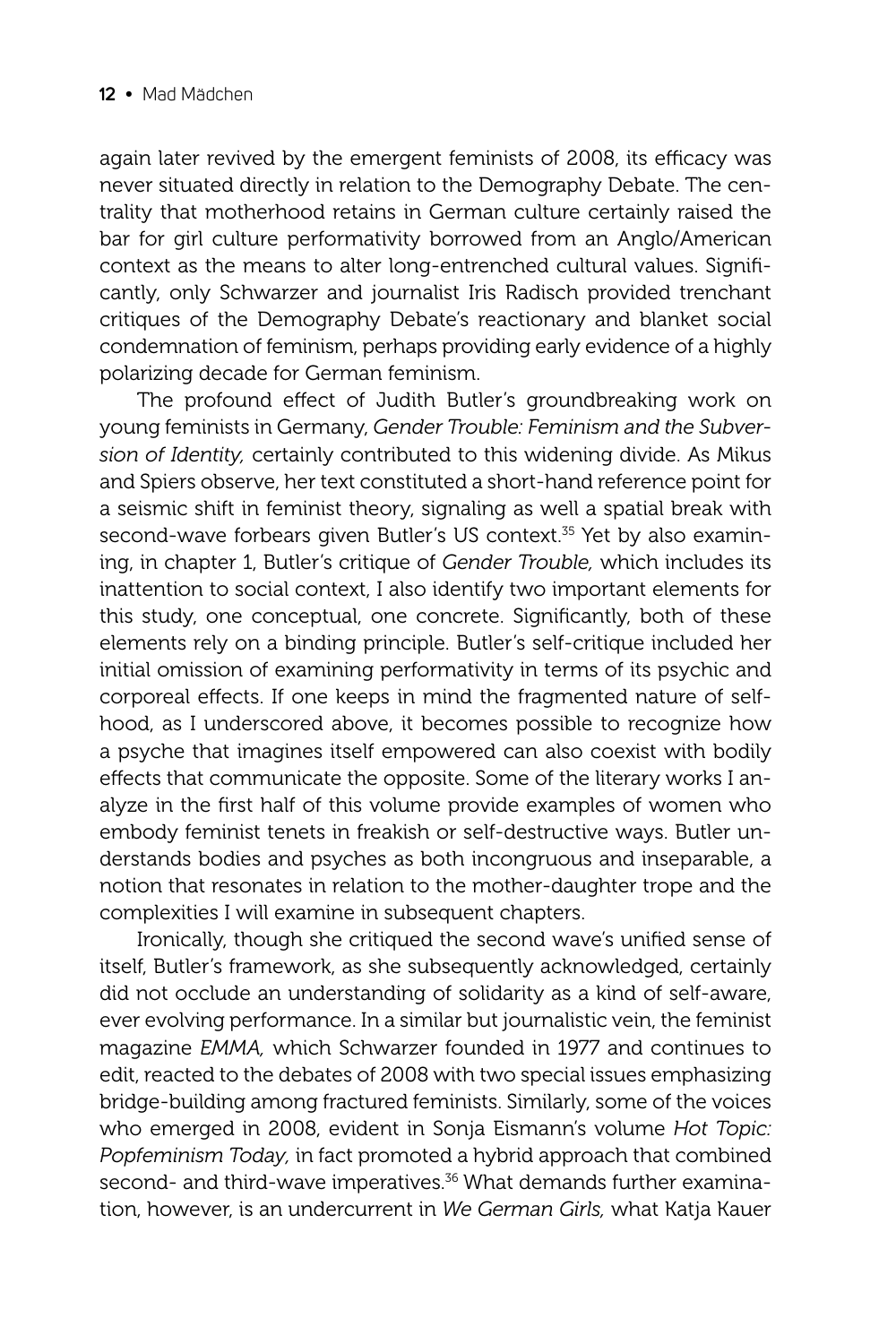again later revived by the emergent feminists of 2008, its efficacy was never situated directly in relation to the Demography Debate. The centrality that motherhood retains in German culture certainly raised the bar for girl culture performativity borrowed from an Anglo/American context as the means to alter long-entrenched cultural values. Significantly, only Schwarzer and journalist Iris Radisch provided trenchant critiques of the Demography Debate's reactionary and blanket social condemnation of feminism, perhaps providing early evidence of a highly polarizing decade for German feminism.

The profound effect of Judith Butler's groundbreaking work on young feminists in Germany, *Gender Trouble: Feminism and the Subversion of Identity,* certainly contributed to this widening divide. As Mikus and Spiers observe, her text constituted a short-hand reference point for a seismic shift in feminist theory, signaling as well a spatial break with second-wave forbears given Butler's US context.[35] Yet by also examining, in chapter 1, Butler's critique of *Gender Trouble,* which includes its inattention to social context, I also identify two important elements for this study, one conceptual, one concrete. Significantly, both of these elements rely on a binding principle. Butler's self-critique included her initial omission of examining performativity in terms of its psychic and corporeal effects. If one keeps in mind the fragmented nature of selfhood, as I underscored above, it becomes possible to recognize how a psyche that imagines itself empowered can also coexist with bodily effects that communicate the opposite. Some of the literary works I analyze in the first half of this volume provide examples of women who embody feminist tenets in freakish or self-destructive ways. Butler understands bodies and psyches as both incongruous and inseparable, a notion that resonates in relation to the mother-daughter trope and the complexities I will examine in subsequent chapters.

Ironically, though she critiqued the second wave's unified sense of itself, Butler's framework, as she subsequently acknowledged, certainly did not occlude an understanding of solidarity as a kind of self-aware, ever evolving performance. In a similar but journalistic vein, the feminist magazine *EMMA,* which Schwarzer founded in 1977 and continues to edit, reacted to the debates of 2008 with two special issues emphasizing bridge-building among fractured feminists. Similarly, some of the voices who emerged in 2008, evident in Sonja Eismann's volume *Hot Topic: Popfeminism Today,* in fact promoted a hybrid approach that combined second- and third-wave imperatives.[36] What demands further examination, however, is an undercurrent in *We German Girls,* what Katja Kauer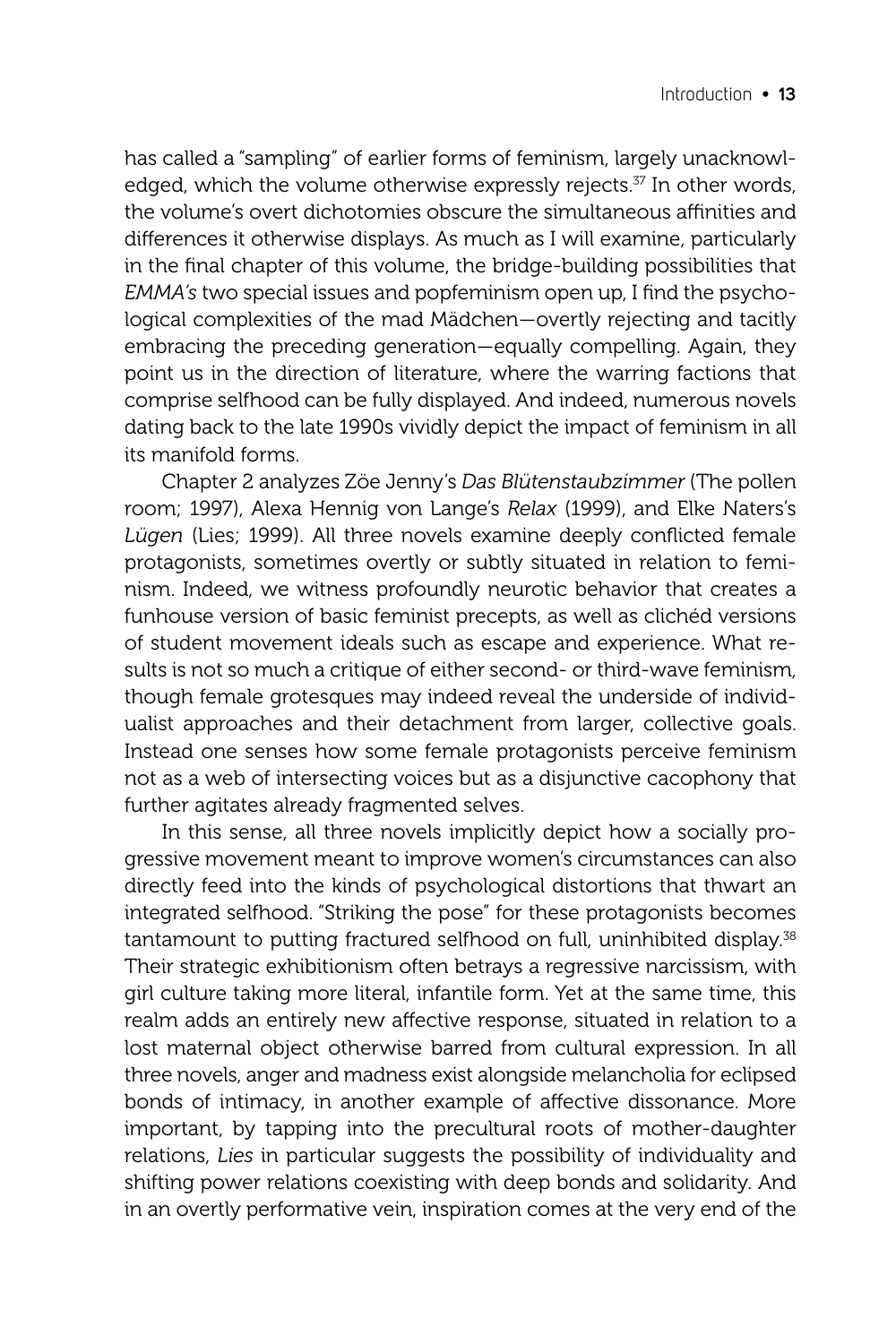has called a "sampling" of earlier forms of feminism, largely unacknowledged, which the volume otherwise expressly rejects.[37] In other words, the volume's overt dichotomies obscure the simultaneous affinities and differences it otherwise displays. As much as I will examine, particularly in the final chapter of this volume, the bridge-building possibilities that *EMMA's* two special issues and popfeminism open up, I find the psychological complexities of the mad Mädchen—overtly rejecting and tacitly embracing the preceding generation—equally compelling. Again, they point us in the direction of literature, where the warring factions that comprise selfhood can be fully displayed. And indeed, numerous novels dating back to the late 1990s vividly depict the impact of feminism in all its manifold forms.

Chapter 2 analyzes Zöe Jenny's *Das Blütenstaubzimmer* (The pollen room; 1997), Alexa Hennig von Lange's *Relax* (1999), and Elke Naters's *Lügen* (Lies; 1999). All three novels examine deeply conflicted female protagonists, sometimes overtly or subtly situated in relation to feminism. Indeed, we witness profoundly neurotic behavior that creates a funhouse version of basic feminist precepts, as well as clichéd versions of student movement ideals such as escape and experience. What results is not so much a critique of either second- or third-wave feminism, though female grotesques may indeed reveal the underside of individualist approaches and their detachment from larger, collective goals. Instead one senses how some female protagonists perceive feminism not as a web of intersecting voices but as a disjunctive cacophony that further agitates already fragmented selves.

In this sense, all three novels implicitly depict how a socially progressive movement meant to improve women's circumstances can also directly feed into the kinds of psychological distortions that thwart an integrated selfhood. "Striking the pose" for these protagonists becomes tantamount to putting fractured selfhood on full, uninhibited display.[38] Their strategic exhibitionism often betrays a regressive narcissism, with girl culture taking more literal, infantile form. Yet at the same time, this realm adds an entirely new affective response, situated in relation to a lost maternal object otherwise barred from cultural expression. In all three novels, anger and madness exist alongside melancholia for eclipsed bonds of intimacy, in another example of affective dissonance. More important, by tapping into the precultural roots of mother-daughter relations, *Lies* in particular suggests the possibility of individuality and shifting power relations coexisting with deep bonds and solidarity. And in an overtly performative vein, inspiration comes at the very end of the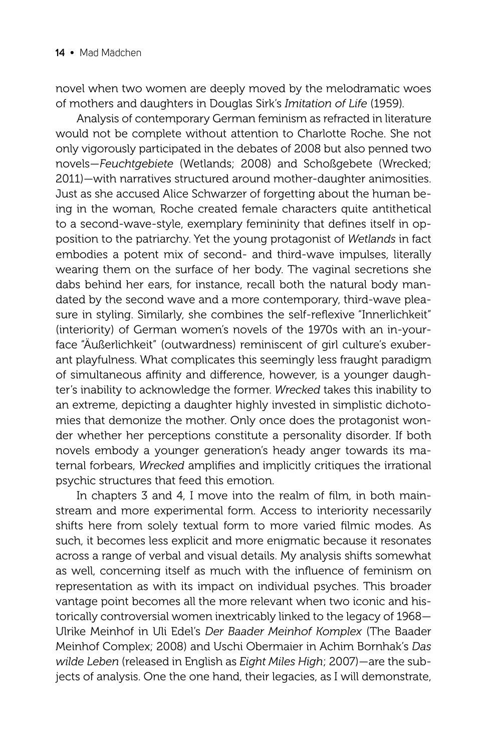novel when two women are deeply moved by the melodramatic woes of mothers and daughters in Douglas Sirk's *Imitation of Life* (1959).

Analysis of contemporary German feminism as refracted in literature would not be complete without attention to Charlotte Roche. She not only vigorously participated in the debates of 2008 but also penned two novels—*Feuchtgebiete* (Wetlands; 2008) and Schoßgebete (Wrecked; 2011)—with narratives structured around mother-daughter animosities. Just as she accused Alice Schwarzer of forgetting about the human being in the woman, Roche created female characters quite antithetical to a second-wave-style, exemplary femininity that defines itself in opposition to the patriarchy. Yet the young protagonist of *Wetlands* in fact embodies a potent mix of second- and third-wave impulses, literally wearing them on the surface of her body. The vaginal secretions she dabs behind her ears, for instance, recall both the natural body mandated by the second wave and a more contemporary, third-wave pleasure in styling. Similarly, she combines the self-reflexive "Innerlichkeit" (interiority) of German women's novels of the 1970s with an in-your-face "Äußerlichkeit" (outwardness) reminiscent of girl culture's exuberant playfulness. What complicates this seemingly less fraught paradigm of simultaneous affinity and difference, however, is a younger daughter's inability to acknowledge the former. *Wrecked* takes this inability to an extreme, depicting a daughter highly invested in simplistic dichotomies that demonize the mother. Only once does the protagonist wonder whether her perceptions constitute a personality disorder. If both novels embody a younger generation's heady anger towards its maternal forbears, *Wrecked* amplifies and implicitly critiques the irrational psychic structures that feed this emotion.

In chapters 3 and 4, I move into the realm of film, in both mainstream and more experimental form. Access to interiority necessarily shifts here from solely textual form to more varied filmic modes. As such, it becomes less explicit and more enigmatic because it resonates across a range of verbal and visual details. My analysis shifts somewhat as well, concerning itself as much with the influence of feminism on representation as with its impact on individual psyches. This broader vantage point becomes all the more relevant when two iconic and historically controversial women inextricably linked to the legacy of 1968—Ulrike Meinhof in Uli Edel's *Der Baader Meinhof Komplex* (The Baader Meinhof Complex; 2008) and Uschi Obermaier in Achim Bornhak's *Das wilde Leben* (released in English as *Eight Miles High*; 2007)—are the subjects of analysis. One the one hand, their legacies, as I will demonstrate,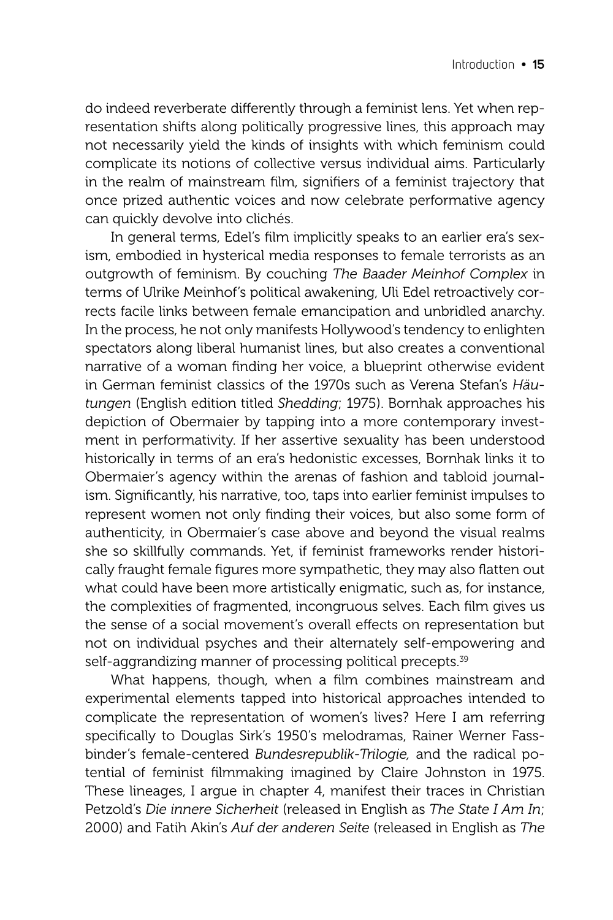do indeed reverberate differently through a feminist lens. Yet when representation shifts along politically progressive lines, this approach may not necessarily yield the kinds of insights with which feminism could complicate its notions of collective versus individual aims. Particularly in the realm of mainstream film, signifiers of a feminist trajectory that once prized authentic voices and now celebrate performative agency can quickly devolve into clichés.

In general terms, Edel's film implicitly speaks to an earlier era's sexism, embodied in hysterical media responses to female terrorists as an outgrowth of feminism. By couching *The Baader Meinhof Complex* in terms of Ulrike Meinhof's political awakening, Uli Edel retroactively corrects facile links between female emancipation and unbridled anarchy. In the process, he not only manifests Hollywood's tendency to enlighten spectators along liberal humanist lines, but also creates a conventional narrative of a woman finding her voice, a blueprint otherwise evident in German feminist classics of the 1970s such as Verena Stefan's *Häutungen* (English edition titled *Shedding*; 1975). Bornhak approaches his depiction of Obermaier by tapping into a more contemporary investment in performativity. If her assertive sexuality has been understood historically in terms of an era's hedonistic excesses, Bornhak links it to Obermaier's agency within the arenas of fashion and tabloid journalism. Significantly, his narrative, too, taps into earlier feminist impulses to represent women not only finding their voices, but also some form of authenticity, in Obermaier's case above and beyond the visual realms she so skillfully commands. Yet, if feminist frameworks render historically fraught female figures more sympathetic, they may also flatten out what could have been more artistically enigmatic, such as, for instance, the complexities of fragmented, incongruous selves. Each film gives us the sense of a social movement's overall effects on representation but not on individual psyches and their alternately self-empowering and self-aggrandizing manner of processing political precepts.[39]

What happens, though, when a film combines mainstream and experimental elements tapped into historical approaches intended to complicate the representation of women's lives? Here I am referring specifically to Douglas Sirk's 1950's melodramas, Rainer Werner Fassbinder's female-centered *Bundesrepublik-Trilogie,* and the radical potential of feminist filmmaking imagined by Claire Johnston in 1975. These lineages, I argue in chapter 4, manifest their traces in Christian Petzold's *Die innere Sicherheit* (released in English as *The State I Am In*; 2000) and Fatih Akin's *Auf der anderen Seite* (released in English as *The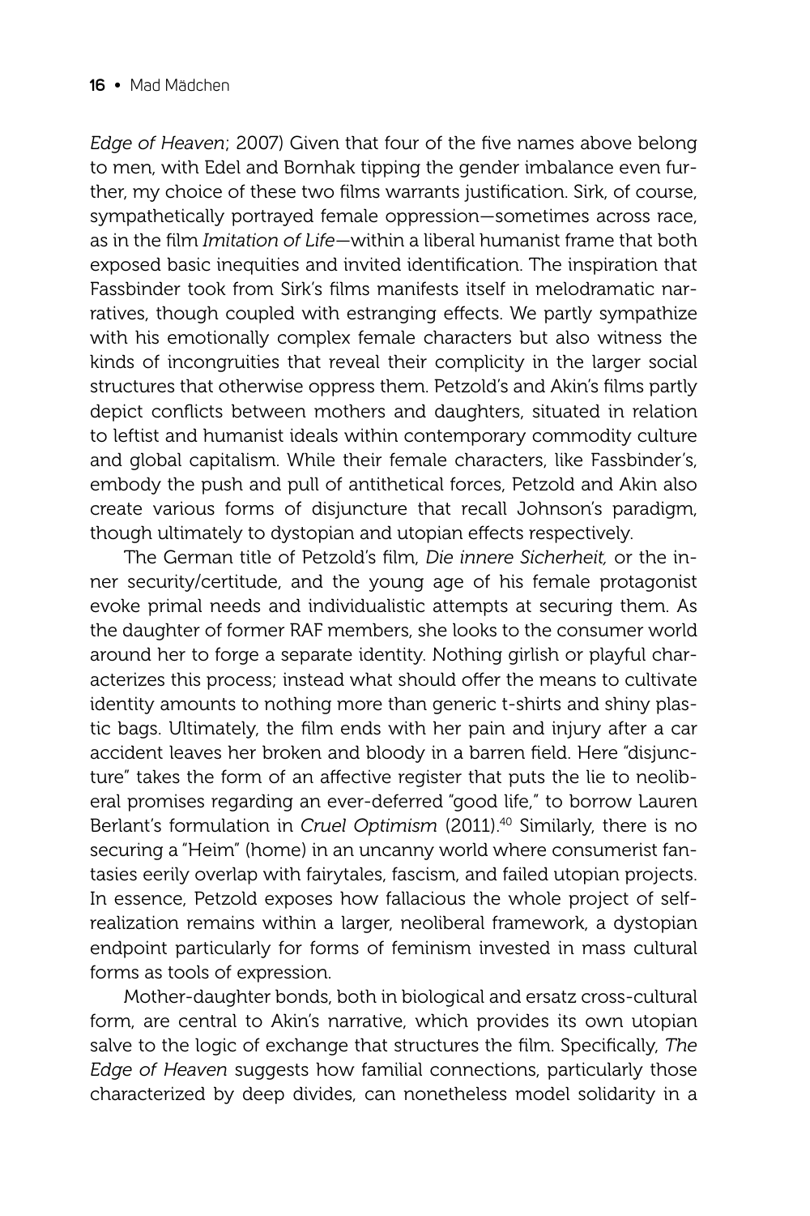*Edge of Heaven*; 2007) Given that four of the five names above belong to men, with Edel and Bornhak tipping the gender imbalance even further, my choice of these two films warrants justification. Sirk, of course, sympathetically portrayed female oppression—sometimes across race, as in the film *Imitation of Life*—within a liberal humanist frame that both exposed basic inequities and invited identification. The inspiration that Fassbinder took from Sirk's films manifests itself in melodramatic narratives, though coupled with estranging effects. We partly sympathize with his emotionally complex female characters but also witness the kinds of incongruities that reveal their complicity in the larger social structures that otherwise oppress them. Petzold's and Akin's films partly depict conflicts between mothers and daughters, situated in relation to leftist and humanist ideals within contemporary commodity culture and global capitalism. While their female characters, like Fassbinder's, embody the push and pull of antithetical forces, Petzold and Akin also create various forms of disjuncture that recall Johnson's paradigm, though ultimately to dystopian and utopian effects respectively.

The German title of Petzold's film, *Die innere Sicherheit,* or the inner security/certitude, and the young age of his female protagonist evoke primal needs and individualistic attempts at securing them. As the daughter of former RAF members, she looks to the consumer world around her to forge a separate identity. Nothing girlish or playful characterizes this process; instead what should offer the means to cultivate identity amounts to nothing more than generic t-shirts and shiny plastic bags. Ultimately, the film ends with her pain and injury after a car accident leaves her broken and bloody in a barren field. Here "disjuncture" takes the form of an affective register that puts the lie to neoliberal promises regarding an ever-deferred "good life," to borrow Lauren Berlant's formulation in *Cruel Optimism* (2011).[40] Similarly, there is no securing a "Heim" (home) in an uncanny world where consumerist fantasies eerily overlap with fairytales, fascism, and failed utopian projects. In essence, Petzold exposes how fallacious the whole project of self-realization remains within a larger, neoliberal framework, a dystopian endpoint particularly for forms of feminism invested in mass cultural forms as tools of expression.

Mother-daughter bonds, both in biological and ersatz cross-cultural form, are central to Akin's narrative, which provides its own utopian salve to the logic of exchange that structures the film. Specifically, *The Edge of Heaven* suggests how familial connections, particularly those characterized by deep divides, can nonetheless model solidarity in a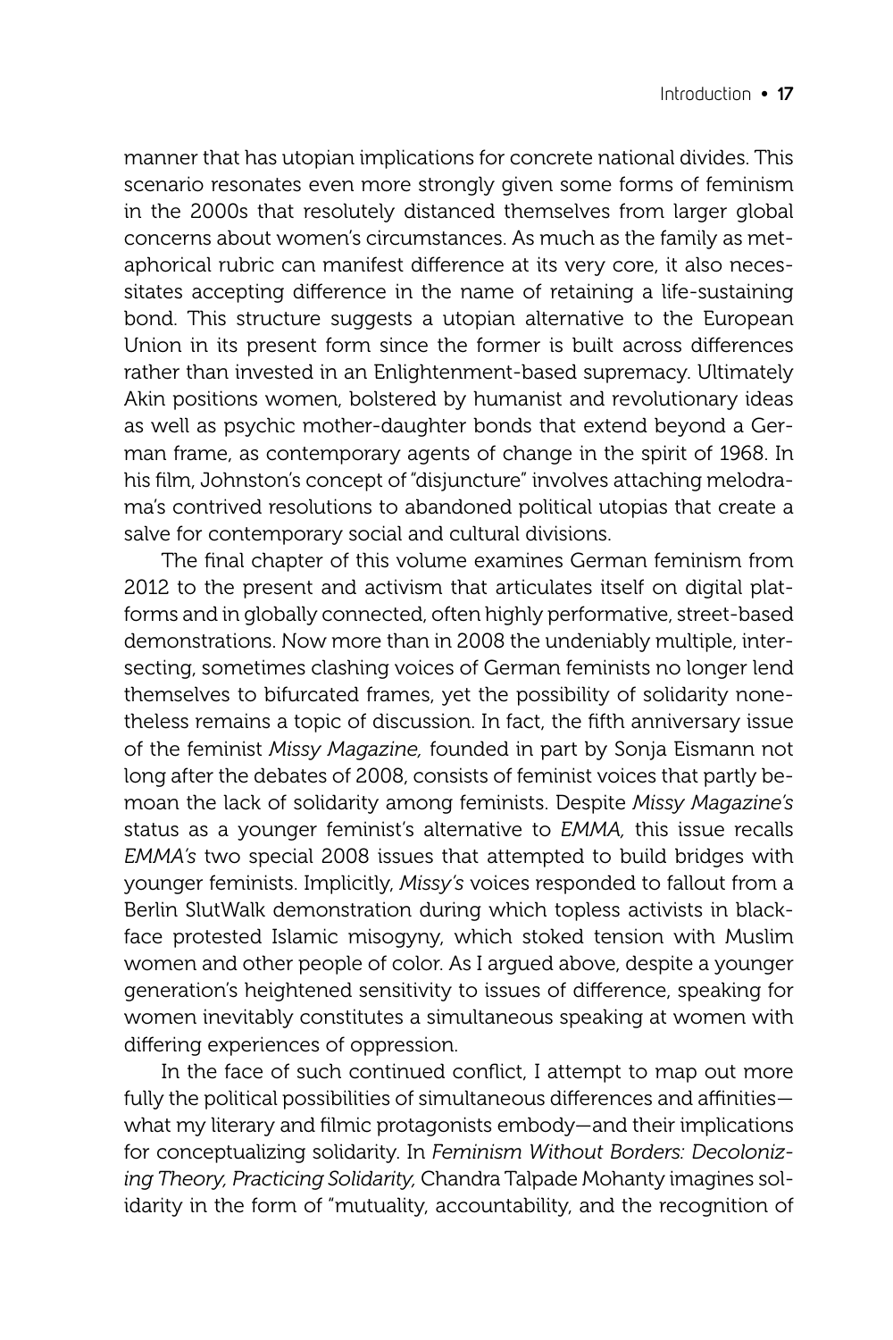manner that has utopian implications for concrete national divides. This scenario resonates even more strongly given some forms of feminism in the 2000s that resolutely distanced themselves from larger global concerns about women's circumstances. As much as the family as metaphorical rubric can manifest difference at its very core, it also necessitates accepting difference in the name of retaining a life-sustaining bond. This structure suggests a utopian alternative to the European Union in its present form since the former is built across differences rather than invested in an Enlightenment-based supremacy. Ultimately Akin positions women, bolstered by humanist and revolutionary ideas as well as psychic mother-daughter bonds that extend beyond a German frame, as contemporary agents of change in the spirit of 1968. In his film, Johnston's concept of "disjuncture" involves attaching melodrama's contrived resolutions to abandoned political utopias that create a salve for contemporary social and cultural divisions.

The final chapter of this volume examines German feminism from 2012 to the present and activism that articulates itself on digital platforms and in globally connected, often highly performative, street-based demonstrations. Now more than in 2008 the undeniably multiple, intersecting, sometimes clashing voices of German feminists no longer lend themselves to bifurcated frames, yet the possibility of solidarity nonetheless remains a topic of discussion. In fact, the fifth anniversary issue of the feminist *Missy Magazine,* founded in part by Sonja Eismann not long after the debates of 2008, consists of feminist voices that partly bemoan the lack of solidarity among feminists. Despite *Missy Magazine's* status as a younger feminist's alternative to *EMMA,* this issue recalls *EMMA's* two special 2008 issues that attempted to build bridges with younger feminists. Implicitly, *Missy's* voices responded to fallout from a Berlin SlutWalk demonstration during which topless activists in blackface protested Islamic misogyny, which stoked tension with Muslim women and other people of color. As I argued above, despite a younger generation's heightened sensitivity to issues of difference, speaking for women inevitably constitutes a simultaneous speaking at women with differing experiences of oppression.

In the face of such continued conflict, I attempt to map out more fully the political possibilities of simultaneous differences and affinities—what my literary and filmic protagonists embody—and their implications for conceptualizing solidarity. In *Feminism Without Borders: Decolonizing Theory, Practicing Solidarity,* Chandra Talpade Mohanty imagines solidarity in the form of "mutuality, accountability, and the recognition of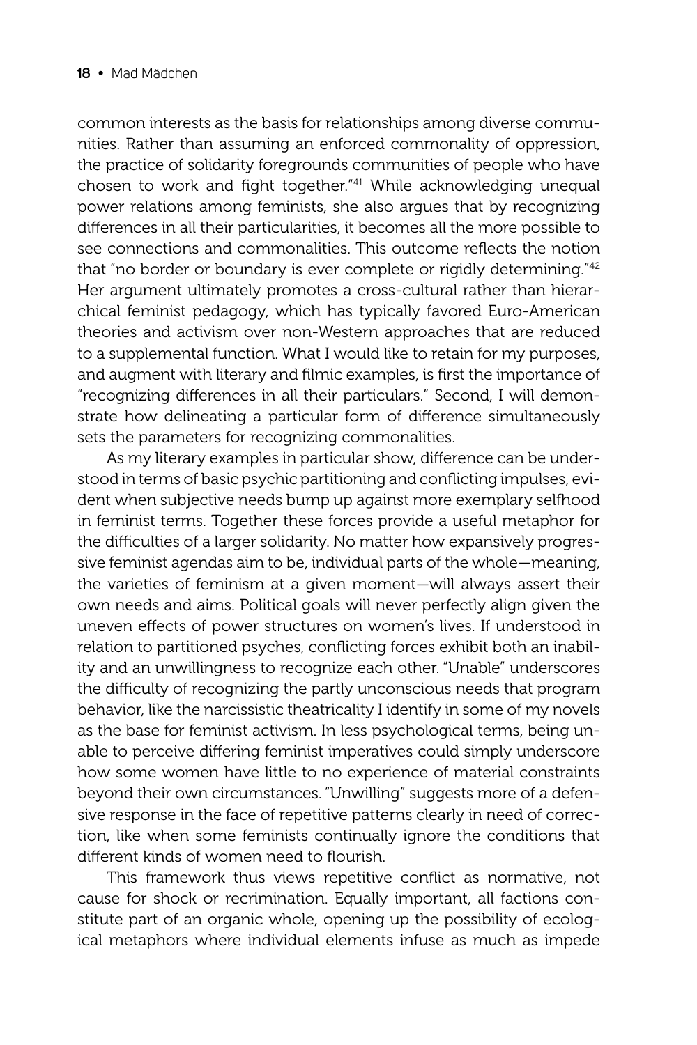common interests as the basis for relationships among diverse communities. Rather than assuming an enforced commonality of oppression, the practice of solidarity foregrounds communities of people who have chosen to work and fight together."[41] While acknowledging unequal power relations among feminists, she also argues that by recognizing differences in all their particularities, it becomes all the more possible to see connections and commonalities. This outcome reflects the notion that "no border or boundary is ever complete or rigidly determining."[42] Her argument ultimately promotes a cross-cultural rather than hierarchical feminist pedagogy, which has typically favored Euro-American theories and activism over non-Western approaches that are reduced to a supplemental function. What I would like to retain for my purposes, and augment with literary and filmic examples, is first the importance of "recognizing differences in all their particulars." Second, I will demonstrate how delineating a particular form of difference simultaneously sets the parameters for recognizing commonalities.

As my literary examples in particular show, difference can be understood in terms of basic psychic partitioning and conflicting impulses, evident when subjective needs bump up against more exemplary selfhood in feminist terms. Together these forces provide a useful metaphor for the difficulties of a larger solidarity. No matter how expansively progressive feminist agendas aim to be, individual parts of the whole—meaning, the varieties of feminism at a given moment—will always assert their own needs and aims. Political goals will never perfectly align given the uneven effects of power structures on women's lives. If understood in relation to partitioned psyches, conflicting forces exhibit both an inability and an unwillingness to recognize each other. "Unable" underscores the difficulty of recognizing the partly unconscious needs that program behavior, like the narcissistic theatricality I identify in some of my novels as the base for feminist activism. In less psychological terms, being unable to perceive differing feminist imperatives could simply underscore how some women have little to no experience of material constraints beyond their own circumstances. "Unwilling" suggests more of a defensive response in the face of repetitive patterns clearly in need of correction, like when some feminists continually ignore the conditions that different kinds of women need to flourish.

This framework thus views repetitive conflict as normative, not cause for shock or recrimination. Equally important, all factions constitute part of an organic whole, opening up the possibility of ecological metaphors where individual elements infuse as much as impede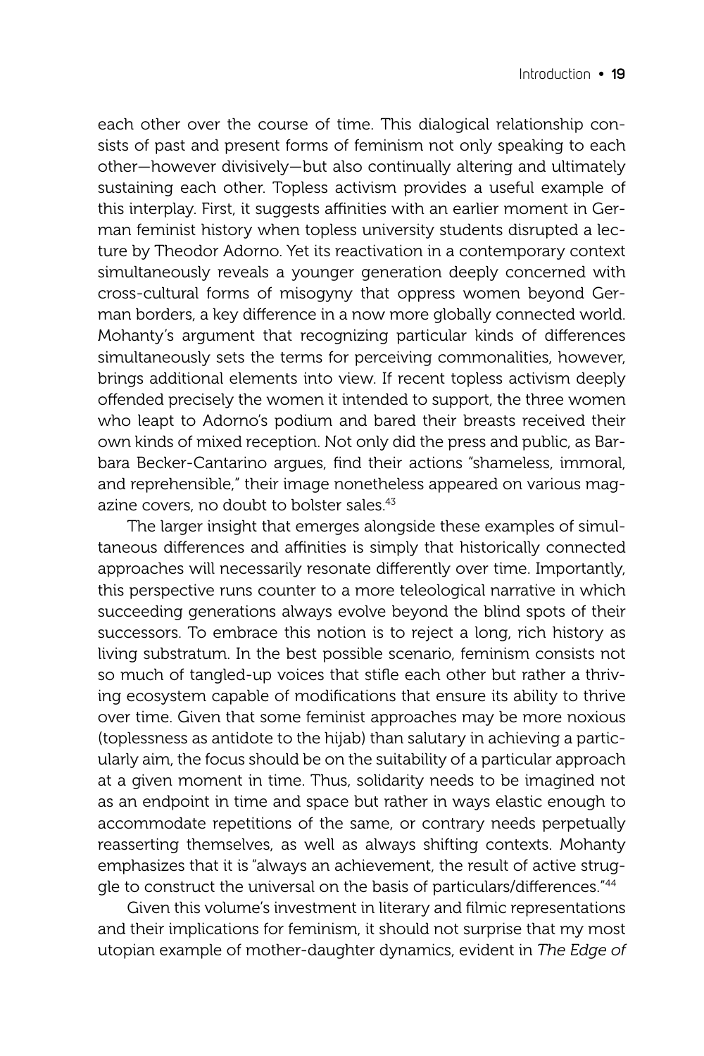each other over the course of time. This dialogical relationship consists of past and present forms of feminism not only speaking to each other—however divisively—but also continually altering and ultimately sustaining each other. Topless activism provides a useful example of this interplay. First, it suggests affinities with an earlier moment in German feminist history when topless university students disrupted a lecture by Theodor Adorno. Yet its reactivation in a contemporary context simultaneously reveals a younger generation deeply concerned with cross-cultural forms of misogyny that oppress women beyond German borders, a key difference in a now more globally connected world. Mohanty's argument that recognizing particular kinds of differences simultaneously sets the terms for perceiving commonalities, however, brings additional elements into view. If recent topless activism deeply offended precisely the women it intended to support, the three women who leapt to Adorno's podium and bared their breasts received their own kinds of mixed reception. Not only did the press and public, as Barbara Becker-Cantarino argues, find their actions "shameless, immoral, and reprehensible," their image nonetheless appeared on various magazine covers, no doubt to bolster sales.[43]

The larger insight that emerges alongside these examples of simultaneous differences and affinities is simply that historically connected approaches will necessarily resonate differently over time. Importantly, this perspective runs counter to a more teleological narrative in which succeeding generations always evolve beyond the blind spots of their successors. To embrace this notion is to reject a long, rich history as living substratum. In the best possible scenario, feminism consists not so much of tangled-up voices that stifle each other but rather a thriving ecosystem capable of modifications that ensure its ability to thrive over time. Given that some feminist approaches may be more noxious (toplessness as antidote to the hijab) than salutary in achieving a particularly aim, the focus should be on the suitability of a particular approach at a given moment in time. Thus, solidarity needs to be imagined not as an endpoint in time and space but rather in ways elastic enough to accommodate repetitions of the same, or contrary needs perpetually reasserting themselves, as well as always shifting contexts. Mohanty emphasizes that it is "always an achievement, the result of active struggle to construct the universal on the basis of particulars/differences."[44]

Given this volume's investment in literary and filmic representations and their implications for feminism, it should not surprise that my most utopian example of mother-daughter dynamics, evident in *The Edge of*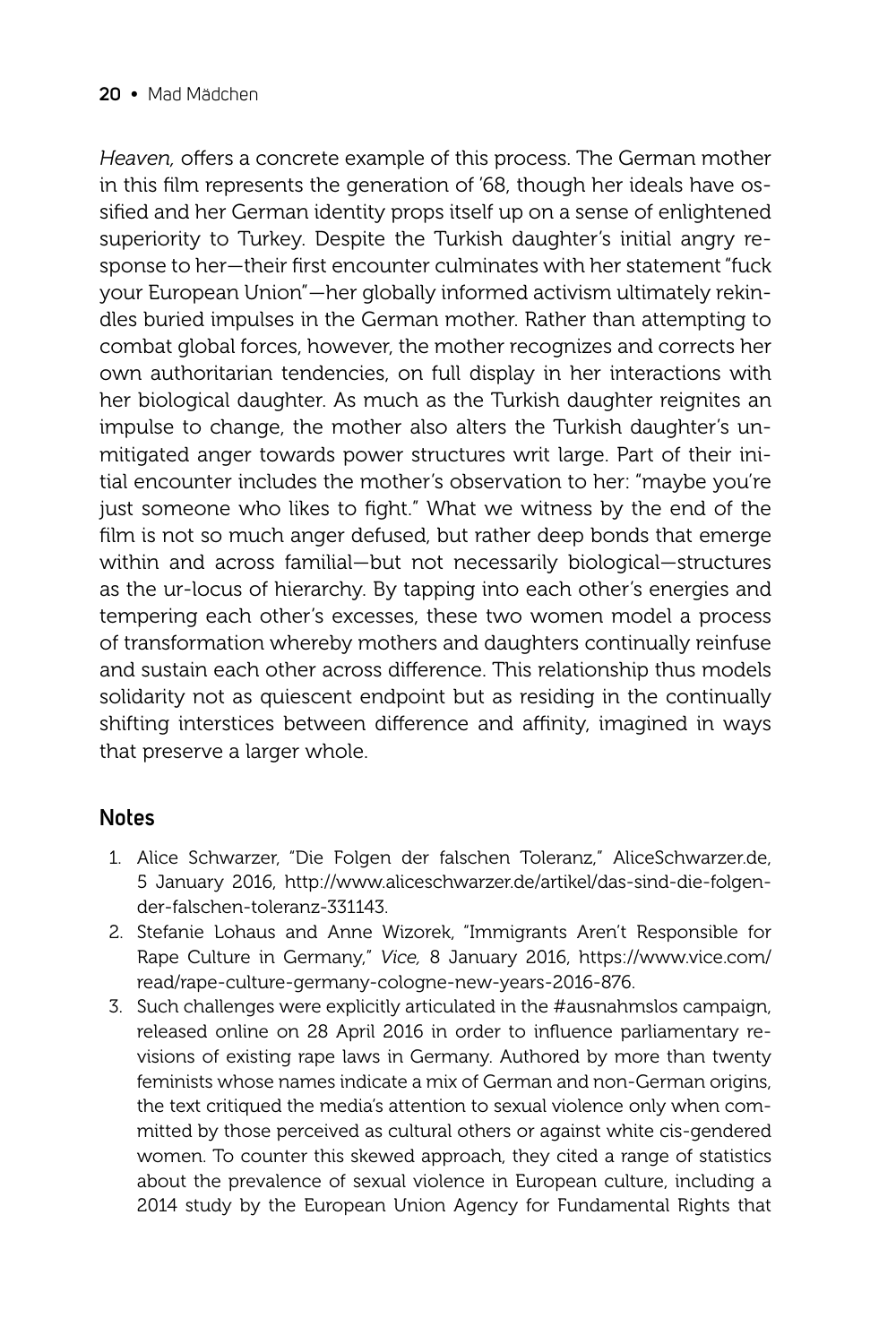*Heaven,* offers a concrete example of this process. The German mother in this film represents the generation of '68, though her ideals have ossified and her German identity props itself up on a sense of enlightened superiority to Turkey. Despite the Turkish daughter's initial angry response to her—their first encounter culminates with her statement "fuck your European Union"—her globally informed activism ultimately rekindles buried impulses in the German mother. Rather than attempting to combat global forces, however, the mother recognizes and corrects her own authoritarian tendencies, on full display in her interactions with her biological daughter. As much as the Turkish daughter reignites an impulse to change, the mother also alters the Turkish daughter's unmitigated anger towards power structures writ large. Part of their initial encounter includes the mother's observation to her: "maybe you're just someone who likes to fight." What we witness by the end of the film is not so much anger defused, but rather deep bonds that emerge within and across familial—but not necessarily biological—structures as the ur-locus of hierarchy. By tapping into each other's energies and tempering each other's excesses, these two women model a process of transformation whereby mothers and daughters continually reinfuse and sustain each other across difference. This relationship thus models solidarity not as quiescent endpoint but as residing in the continually shifting interstices between difference and affinity, imagined in ways that preserve a larger whole.

## Notes

1. Alice Schwarzer, "Die Folgen der falschen Toleranz," AliceSchwarzer.de, 5 January 2016, http://www.aliceschwarzer.de/artikel/das-sind-die-folgen-der-falschen-toleranz-331143.
2. Stefanie Lohaus and Anne Wizorek, "Immigrants Aren't Responsible for Rape Culture in Germany," *Vice,* 8 January 2016, https://www.vice.com/read/rape-culture-germany-cologne-new-years-2016-876.
3. Such challenges were explicitly articulated in the #ausnahmslos campaign, released online on 28 April 2016 in order to influence parliamentary revisions of existing rape laws in Germany. Authored by more than twenty feminists whose names indicate a mix of German and non-German origins, the text critiqued the media's attention to sexual violence only when committed by those perceived as cultural others or against white cis-gendered women. To counter this skewed approach, they cited a range of statistics about the prevalence of sexual violence in European culture, including a 2014 study by the European Union Agency for Fundamental Rights that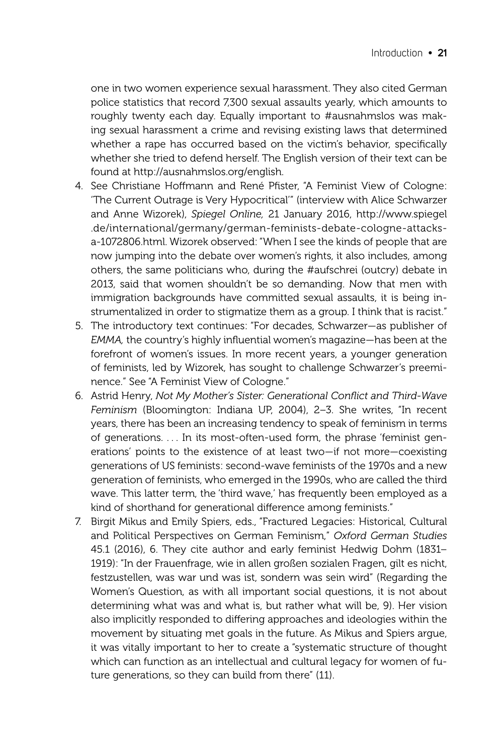one in two women experience sexual harassment. They also cited German police statistics that record 7,300 sexual assaults yearly, which amounts to roughly twenty each day. Equally important to #ausnahmslos was making sexual harassment a crime and revising existing laws that determined whether a rape has occurred based on the victim's behavior, specifically whether she tried to defend herself. The English version of their text can be found at http://ausnahmslos.org/english.

4. See Christiane Hoffmann and René Pfister, "A Feminist View of Cologne: 'The Current Outrage is Very Hypocritical'" (interview with Alice Schwarzer and Anne Wizorek), *Spiegel Online,* 21 January 2016, http://www.spiegel.de/international/germany/german-feminists-debate-cologne-attacks-a-1072806.html. Wizorek observed: "When I see the kinds of people that are now jumping into the debate over women's rights, it also includes, among others, the same politicians who, during the #aufschrei (outcry) debate in 2013, said that women shouldn't be so demanding. Now that men with immigration backgrounds have committed sexual assaults, it is being instrumentalized in order to stigmatize them as a group. I think that is racist."
5. The introductory text continues: "For decades, Schwarzer—as publisher of *EMMA,* the country's highly influential women's magazine—has been at the forefront of women's issues. In more recent years, a younger generation of feminists, led by Wizorek, has sought to challenge Schwarzer's preeminence." See "A Feminist View of Cologne."
6. Astrid Henry, *Not My Mother's Sister: Generational Conflict and Third-Wave Feminism* (Bloomington: Indiana UP, 2004), 2–3. She writes, "In recent years, there has been an increasing tendency to speak of feminism in terms of generations. . . . In its most-often-used form, the phrase 'feminist generations' points to the existence of at least two—if not more—coexisting generations of US feminists: second-wave feminists of the 1970s and a new generation of feminists, who emerged in the 1990s, who are called the third wave. This latter term, the 'third wave,' has frequently been employed as a kind of shorthand for generational difference among feminists."
7. Birgit Mikus and Emily Spiers, eds., "Fractured Legacies: Historical, Cultural and Political Perspectives on German Feminism," *Oxford German Studies* 45.1 (2016), 6. They cite author and early feminist Hedwig Dohm (1831–1919): "In der Frauenfrage, wie in allen großen sozialen Fragen, gilt es nicht, festzustellen, was war und was ist, sondern was sein wird" (Regarding the Women's Question, as with all important social questions, it is not about determining what was and what is, but rather what will be, 9). Her vision also implicitly responded to differing approaches and ideologies within the movement by situating met goals in the future. As Mikus and Spiers argue, it was vitally important to her to create a "systematic structure of thought which can function as an intellectual and cultural legacy for women of future generations, so they can build from there" (11).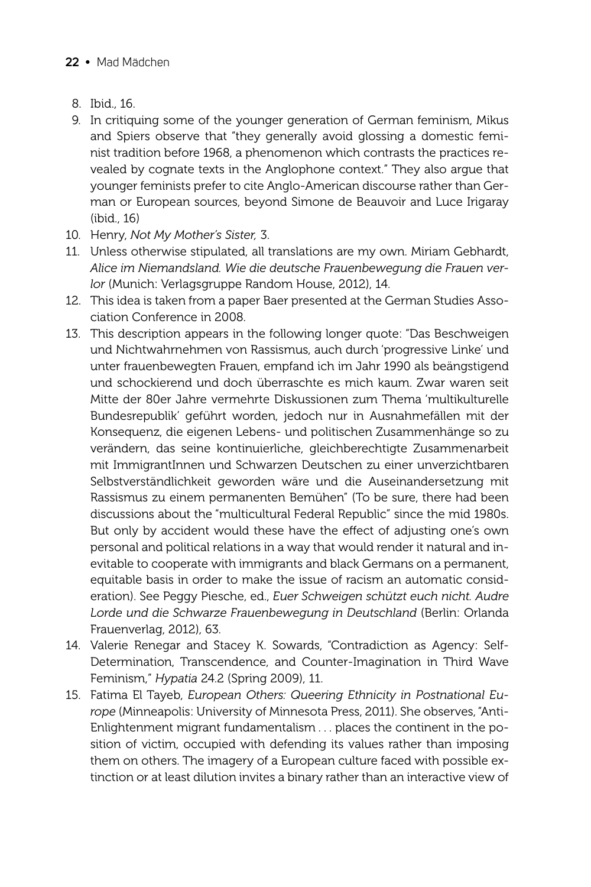8. Ibid., 16.
9. In critiquing some of the younger generation of German feminism, Mikus and Spiers observe that "they generally avoid glossing a domestic feminist tradition before 1968, a phenomenon which contrasts the practices revealed by cognate texts in the Anglophone context." They also argue that younger feminists prefer to cite Anglo-American discourse rather than German or European sources, beyond Simone de Beauvoir and Luce Irigaray (ibid., 16)
10. Henry, *Not My Mother's Sister,* 3.
11. Unless otherwise stipulated, all translations are my own. Miriam Gebhardt, *Alice im Niemandsland. Wie die deutsche Frauenbewegung die Frauen verlor* (Munich: Verlagsgruppe Random House, 2012), 14.
12. This idea is taken from a paper Baer presented at the German Studies Association Conference in 2008.
13. This description appears in the following longer quote: "Das Beschweigen und Nichtwahrnehmen von Rassismus, auch durch 'progressive Linke' und unter frauenbewegten Frauen, empfand ich im Jahr 1990 als beängstigend und schockierend und doch überraschte es mich kaum. Zwar waren seit Mitte der 80er Jahre vermehrte Diskussionen zum Thema 'multikulturelle Bundesrepublik' geführt worden, jedoch nur in Ausnahmefällen mit der Konsequenz, die eigenen Lebens- und politischen Zusammenhänge so zu verändern, das seine kontinuierliche, gleichberechtigte Zusammenarbeit mit ImmigrantInnen und Schwarzen Deutschen zu einer unverzichtbaren Selbstverständlichkeit geworden wäre und die Auseinandersetzung mit Rassismus zu einem permanenten Bemühen" (To be sure, there had been discussions about the "multicultural Federal Republic" since the mid 1980s. But only by accident would these have the effect of adjusting one's own personal and political relations in a way that would render it natural and inevitable to cooperate with immigrants and black Germans on a permanent, equitable basis in order to make the issue of racism an automatic consideration). See Peggy Piesche, ed., *Euer Schweigen schützt euch nicht. Audre Lorde und die Schwarze Frauenbewegung in Deutschland* (Berlin: Orlanda Frauenverlag, 2012), 63.
14. Valerie Renegar and Stacey K. Sowards, "Contradiction as Agency: Self-Determination, Transcendence, and Counter-Imagination in Third Wave Feminism," *Hypatia* 24.2 (Spring 2009), 11.
15. Fatima El Tayeb, *European Others: Queering Ethnicity in Postnational Europe* (Minneapolis: University of Minnesota Press, 2011). She observes, "Anti-Enlightenment migrant fundamentalism . . . places the continent in the position of victim, occupied with defending its values rather than imposing them on others. The imagery of a European culture faced with possible extinction or at least dilution invites a binary rather than an interactive view of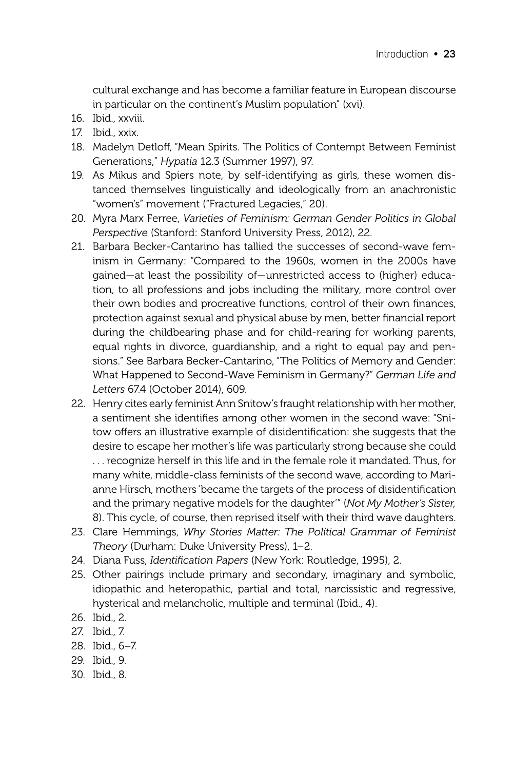cultural exchange and has become a familiar feature in European discourse in particular on the continent's Muslim population" (xvi).

16. Ibid., xxviii.
17. Ibid., xxix.
18. Madelyn Detloff, "Mean Spirits. The Politics of Contempt Between Feminist Generations," *Hypatia* 12.3 (Summer 1997), 97.
19. As Mikus and Spiers note, by self-identifying as girls, these women distanced themselves linguistically and ideologically from an anachronistic "women's" movement ("Fractured Legacies," 20).
20. Myra Marx Ferree, *Varieties of Feminism: German Gender Politics in Global Perspective* (Stanford: Stanford University Press, 2012), 22.
21. Barbara Becker-Cantarino has tallied the successes of second-wave feminism in Germany: "Compared to the 1960s, women in the 2000s have gained—at least the possibility of—unrestricted access to (higher) education, to all professions and jobs including the military, more control over their own bodies and procreative functions, control of their own finances, protection against sexual and physical abuse by men, better financial report during the childbearing phase and for child-rearing for working parents, equal rights in divorce, guardianship, and a right to equal pay and pensions." See Barbara Becker-Cantarino, "The Politics of Memory and Gender: What Happened to Second-Wave Feminism in Germany?" *German Life and Letters* 67.4 (October 2014), 609.
22. Henry cites early feminist Ann Snitow's fraught relationship with her mother, a sentiment she identifies among other women in the second wave: "Snitow offers an illustrative example of disidentification: she suggests that the desire to escape her mother's life was particularly strong because she could . . . recognize herself in this life and in the female role it mandated. Thus, for many white, middle-class feminists of the second wave, according to Marianne Hirsch, mothers 'became the targets of the process of disidentification and the primary negative models for the daughter'" (*Not My Mother's Sister,* 8). This cycle, of course, then reprised itself with their third wave daughters.
23. Clare Hemmings, *Why Stories Matter: The Political Grammar of Feminist Theory* (Durham: Duke University Press), 1–2.
24. Diana Fuss, *Identification Papers* (New York: Routledge, 1995), 2.
25. Other pairings include primary and secondary, imaginary and symbolic, idiopathic and heteropathic, partial and total, narcissistic and regressive, hysterical and melancholic, multiple and terminal (Ibid., 4).
26. Ibid., 2.
27. Ibid., 7.
28. Ibid., 6–7.
29. Ibid., 9.
30. Ibid., 8.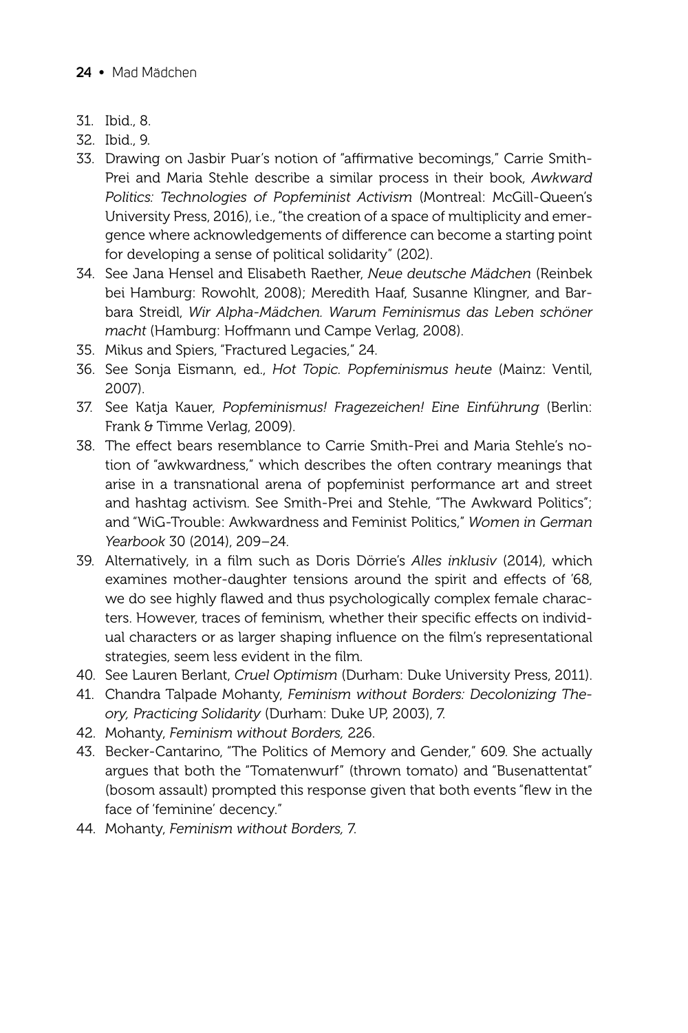31. Ibid., 8.
32. Ibid., 9.
33. Drawing on Jasbir Puar's notion of "affirmative becomings," Carrie Smith-Prei and Maria Stehle describe a similar process in their book, *Awkward Politics: Technologies of Popfeminist Activism* (Montreal: McGill-Queen's University Press, 2016), i.e., "the creation of a space of multiplicity and emergence where acknowledgements of difference can become a starting point for developing a sense of political solidarity" (202).
34. See Jana Hensel and Elisabeth Raether, *Neue deutsche Mädchen* (Reinbek bei Hamburg: Rowohlt, 2008); Meredith Haaf, Susanne Klingner, and Barbara Streidl, *Wir Alpha-Mädchen. Warum Feminismus das Leben schöner macht* (Hamburg: Hoffmann und Campe Verlag, 2008).
35. Mikus and Spiers, "Fractured Legacies," 24.
36. See Sonja Eismann, ed., *Hot Topic. Popfeminismus heute* (Mainz: Ventil, 2007).
37. See Katja Kauer, *Popfeminismus! Fragezeichen! Eine Einführung* (Berlin: Frank & Timme Verlag, 2009).
38. The effect bears resemblance to Carrie Smith-Prei and Maria Stehle's notion of "awkwardness," which describes the often contrary meanings that arise in a transnational arena of popfeminist performance art and street and hashtag activism. See Smith-Prei and Stehle, "The Awkward Politics"; and "WiG-Trouble: Awkwardness and Feminist Politics," *Women in German Yearbook* 30 (2014), 209–24.
39. Alternatively, in a film such as Doris Dörrie's *Alles inklusiv* (2014), which examines mother-daughter tensions around the spirit and effects of '68, we do see highly flawed and thus psychologically complex female characters. However, traces of feminism, whether their specific effects on individual characters or as larger shaping influence on the film's representational strategies, seem less evident in the film.
40. See Lauren Berlant, *Cruel Optimism* (Durham: Duke University Press, 2011).
41. Chandra Talpade Mohanty, *Feminism without Borders: Decolonizing Theory, Practicing Solidarity* (Durham: Duke UP, 2003), 7.
42. Mohanty, *Feminism without Borders,* 226.
43. Becker-Cantarino, "The Politics of Memory and Gender," 609. She actually argues that both the "Tomatenwurf" (thrown tomato) and "Busenattentat" (bosom assault) prompted this response given that both events "flew in the face of 'feminine' decency."
44. Mohanty, *Feminism without Borders,* 7.